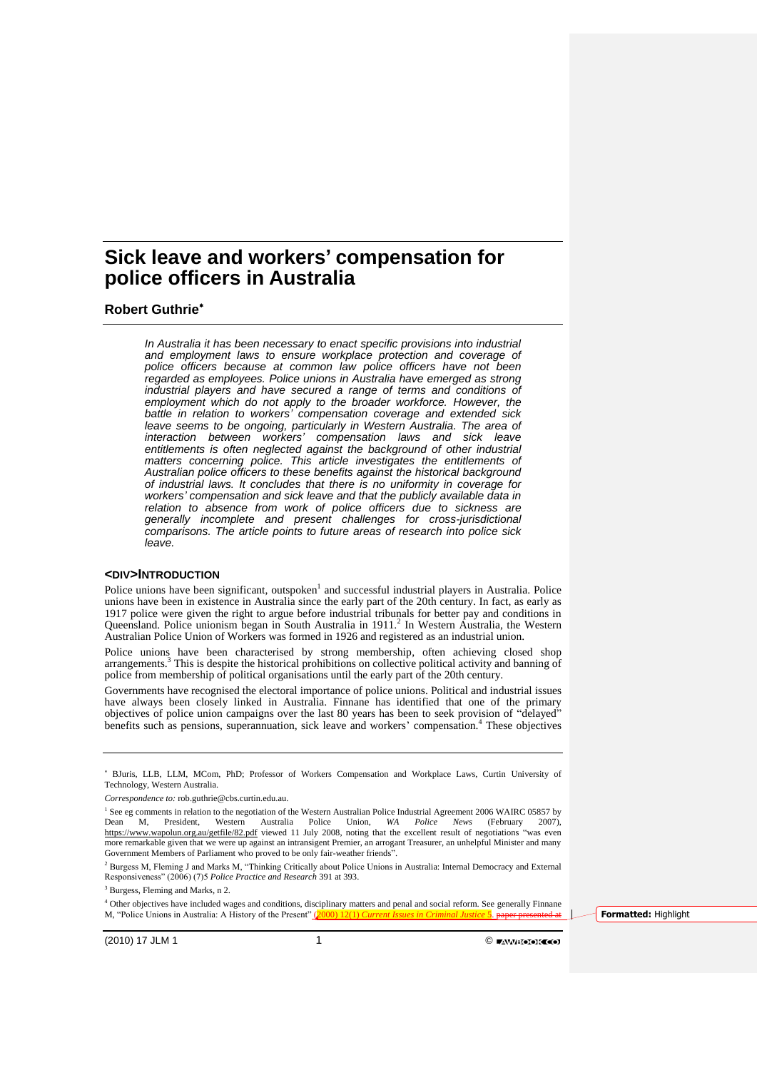# Sick leave and workers' compensation for police officers in Australia

## Robert Guthrie*

*In Australia it has been necessary to enact specific provisions into industrial and employment laws to ensure workplace protection and coverage of police officers because at common law police officers have not been regarded as employees. Police unions in Australia have emerged as strong industrial players and have secured a range of terms and conditions of employment which do not apply to the broader workforce. However, the battle in relation to workers' compensation coverage and extended sick leave seems to be ongoing, particularly in Western Australia. The area of interaction between workers' compensation laws and sick leave entitlements is often neglected against the background of other industrial matters concerning police. This article investigates the entitlements of Australian police officers to these benefits against the historical background of industrial laws. It concludes that there is no uniformity in coverage for workers' compensation and sick leave and that the publicly available data in relation to absence from work of police officers due to sickness are generally incomplete and present challenges for cross-jurisdictional comparisons. The article points to future areas of research into police sick leave.*

### <DIV>INTRODUCTION

Police unions have been significant, outspoken[1] and successful industrial players in Australia. Police unions have been in existence in Australia since the early part of the 20th century. In fact, as early as 1917 police were given the right to argue before industrial tribunals for better pay and conditions in Queensland. Police unionism began in South Australia in 1911.[2] In Western Australia, the Western Australian Police Union of Workers was formed in 1926 and registered as an industrial union.

Police unions have been characterised by strong membership, often achieving closed shop arrangements.[3] This is despite the historical prohibitions on collective political activity and banning of police from membership of political organisations until the early part of the 20th century.

Governments have recognised the electoral importance of police unions. Political and industrial issues have always been closely linked in Australia. Finnane has identified that one of the primary objectives of police union campaigns over the last 80 years has been to seek provision of "delayed" benefits such as pensions, superannuation, sick leave and workers' compensation.[4] These objectives

---

* BJuris, LLB, LLM, MCom, PhD; Professor of Workers Compensation and Workplace Laws, Curtin University of Technology, Western Australia.

*Correspondence to:* rob.guthrie@cbs.curtin.edu.au.

[1] See eg comments in relation to the negotiation of the Western Australian Police Industrial Agreement 2006 WAIRC 05857 by Dean M, President, Western Australia Police Union, *WA Police News* (February 2007), https://www.wapolun.org.au/getfile/82.pdf viewed 11 July 2008, noting that the excellent result of negotiations "was even more remarkable given that we were up against an intransigent Premier, an arrogant Treasurer, an unhelpful Minister and many Government Members of Parliament who proved to be only fair-weather friends".

[2] Burgess M, Fleming J and Marks M, "Thinking Critically about Police Unions in Australia: Internal Democracy and External Responsiveness" (2006) (7)5 *Police Practice and Research* 391 at 393.

[3] Burgess, Fleming and Marks, n 2.

[4] Other objectives have included wages and conditions, disciplinary matters and penal and social reform. See generally Finnane M, "Police Unions in Australia: A History of the Present" (2000) 12(1) *Current Issues in Criminal Justice* 5. ~~paper presented at~~

Formatted: Highlight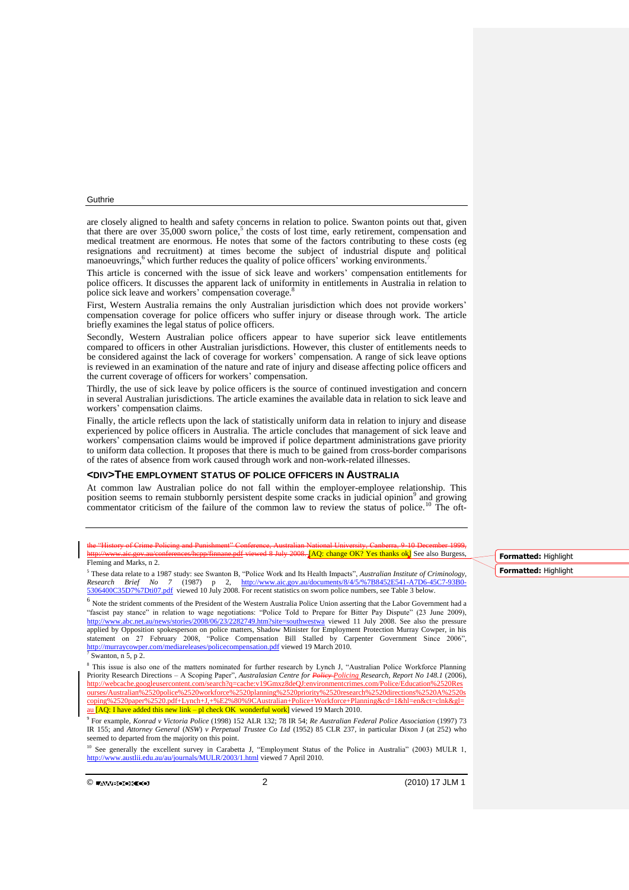are closely aligned to health and safety concerns in relation to police. Swanton points out that, given that there are over 35,000 sworn police,[5] the costs of lost time, early retirement, compensation and medical treatment are enormous. He notes that some of the factors contributing to these costs (eg resignations and recruitment) at times become the subject of industrial dispute and political manoeuvrings,[6] which further reduces the quality of police officers' working environments.[7]

This article is concerned with the issue of sick leave and workers' compensation entitlements for police officers. It discusses the apparent lack of uniformity in entitlements in Australia in relation to police sick leave and workers' compensation coverage.[8]

First, Western Australia remains the only Australian jurisdiction which does not provide workers' compensation coverage for police officers who suffer injury or disease through work. The article briefly examines the legal status of police officers.

Secondly, Western Australian police officers appear to have superior sick leave entitlements compared to officers in other Australian jurisdictions. However, this cluster of entitlements needs to be considered against the lack of coverage for workers' compensation. A range of sick leave options is reviewed in an examination of the nature and rate of injury and disease affecting police officers and the current coverage of officers for workers' compensation.

Thirdly, the use of sick leave by police officers is the source of continued investigation and concern in several Australian jurisdictions. The article examines the available data in relation to sick leave and workers' compensation claims.

Finally, the article reflects upon the lack of statistically uniform data in relation to injury and disease experienced by police officers in Australia. The article concludes that management of sick leave and workers' compensation claims would be improved if police department administrations gave priority to uniform data collection. It proposes that there is much to be gained from cross-border comparisons of the rates of absence from work caused through work and non-work-related illnesses.

## <DIV>THE EMPLOYMENT STATUS OF POLICE OFFICERS IN AUSTRALIA

At common law Australian police do not fall within the employer-employee relationship. This position seems to remain stubbornly persistent despite some cracks in judicial opinion[9] and growing commentator criticism of the failure of the common law to review the status of police.[10] The oft-

---

~~the "History of Crime Policing and Punishment" Conference, Australian National University, Canberra, 9-10 December 1999, http://www.aic.gov.au/conferences/hcpp/finnane.pdf viewed 8 July 2008.~~ [AQ: change OK? Yes thanks ok] See also Burgess, Fleming and Marks, n 2.

[5] These data relate to a 1987 study: see Swanton B, "Police Work and Its Health Impacts", *Australian Institute of Criminology, Research Brief No 7* (1987) p 2, http://www.aic.gov.au/documents/8/4/5/%7B8452E541-A7D6-45C7-93B0-5306400C35D7%7Dti07.pdf viewed 10 July 2008. For recent statistics on sworn police numbers, see Table 3 below.

[6] Note the strident comments of the President of the Western Australia Police Union asserting that the Labor Government had a "fascist pay stance" in relation to wage negotiations: "Police Told to Prepare for Bitter Pay Dispute" (23 June 2009), http://www.abc.net.au/news/stories/2008/06/23/2282749.htm?site=southwestwa viewed 11 July 2008. See also the pressure applied by Opposition spokesperson on police matters, Shadow Minister for Employment Protection Murray Cowper, in his statement on 27 February 2008, "Police Compensation Bill Stalled by Carpenter Government Since 2006", http://murraycowper.com/mediareleases/policecompensation.pdf viewed 19 March 2010.

[7] Swanton, n 5, p 2.

[8] This issue is also one of the matters nominated for further research by Lynch J, "Australian Police Workforce Planning Priority Research Directions – A Scoping Paper", *Australasian Centre for ~~Policy~~ Policing Research, Report No 148.1* (2006), http://webcache.googleusercontent.com/search?q=cache:v19Gmxz8deQJ:environmentcrimes.com/Police/Education%2520Resources/Australian%2520police%2520workforce%2520planning%2520priority%2520research%2520directions%2520A%2520scoping%2520paper%2520.pdf+Lynch+J,+%E2%80%9CAustralian+Police+Workforce+Planning&cd=1&hl=en&ct=clnk&gl=au [AQ: I have added this new link – pl check OK wonderful work] viewed 19 March 2010.

[9] For example, *Konrad v Victoria Police* (1998) 152 ALR 132; 78 IR 54; *Re Australian Federal Police Association* (1997) 73 IR 155; and *Attorney General (NSW) v Perpetual Trustee Co Ltd* (1952) 85 CLR 237, in particular Dixon J (at 252) who seemed to departed from the majority on this point.

[10] See generally the excellent survey in Carabetta J, "Employment Status of the Police in Australia" (2003) MULR 1, http://www.austlii.edu.au/au/journals/MULR/2003/1.html viewed 7 April 2010.

Formatted: Highlight

Formatted: Highlight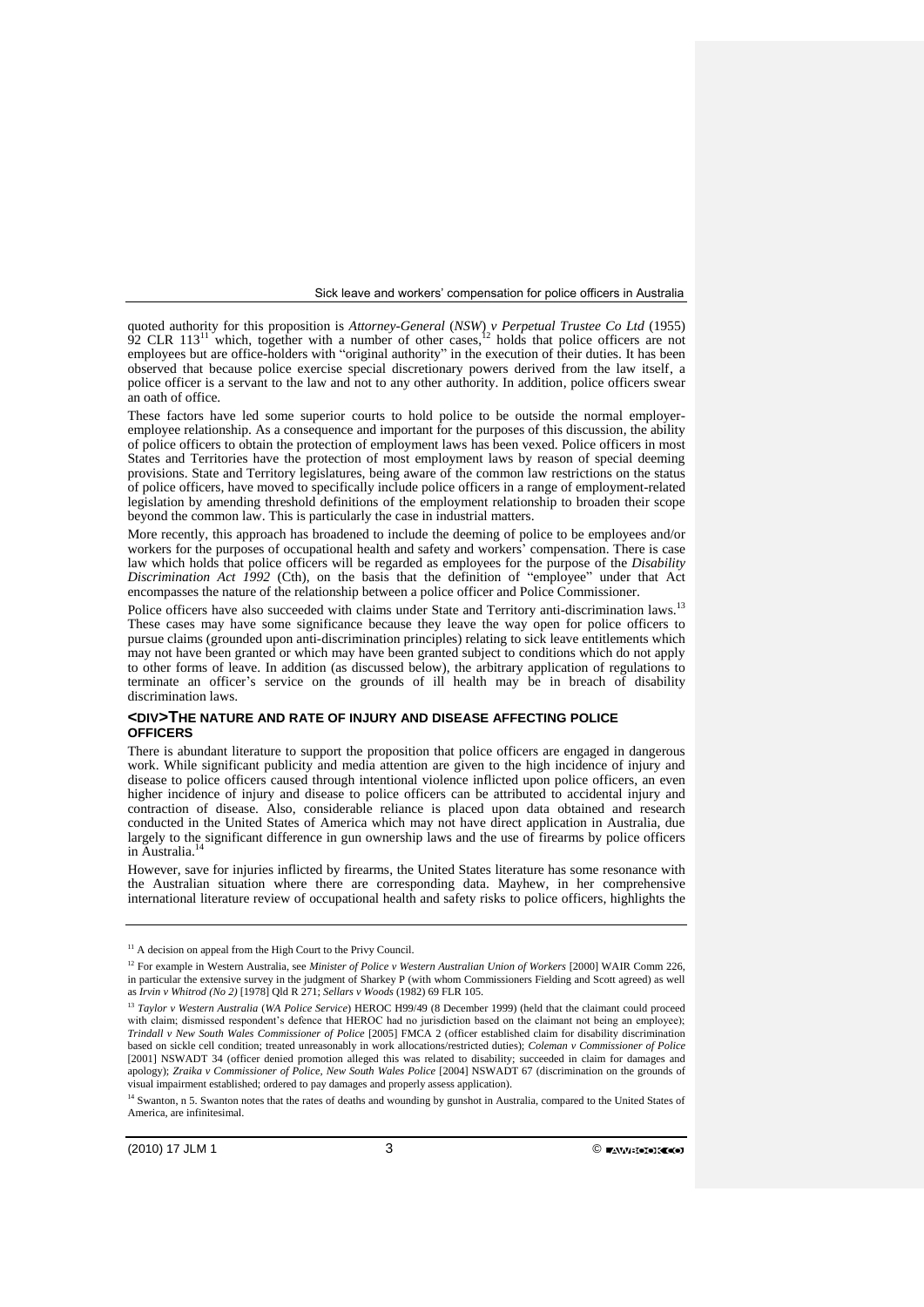quoted authority for this proposition is *Attorney-General* (*NSW*) *v Perpetual Trustee Co Ltd* (1955) 92 CLR 113[11] which, together with a number of other cases,[12] holds that police officers are not employees but are office-holders with "original authority" in the execution of their duties. It has been observed that because police exercise special discretionary powers derived from the law itself, a police officer is a servant to the law and not to any other authority. In addition, police officers swear an oath of office.

These factors have led some superior courts to hold police to be outside the normal employer-employee relationship. As a consequence and important for the purposes of this discussion, the ability of police officers to obtain the protection of employment laws has been vexed. Police officers in most States and Territories have the protection of most employment laws by reason of special deeming provisions. State and Territory legislatures, being aware of the common law restrictions on the status of police officers, have moved to specifically include police officers in a range of employment-related legislation by amending threshold definitions of the employment relationship to broaden their scope beyond the common law. This is particularly the case in industrial matters.

More recently, this approach has broadened to include the deeming of police to be employees and/or workers for the purposes of occupational health and safety and workers' compensation. There is case law which holds that police officers will be regarded as employees for the purpose of the *Disability Discrimination Act 1992* (Cth), on the basis that the definition of "employee" under that Act encompasses the nature of the relationship between a police officer and Police Commissioner.

Police officers have also succeeded with claims under State and Territory anti-discrimination laws.[13] These cases may have some significance because they leave the way open for police officers to pursue claims (grounded upon anti-discrimination principles) relating to sick leave entitlements which may not have been granted or which may have been granted subject to conditions which do not apply to other forms of leave. In addition (as discussed below), the arbitrary application of regulations to terminate an officer's service on the grounds of ill health may be in breach of disability discrimination laws.

## <DIV>THE NATURE AND RATE OF INJURY AND DISEASE AFFECTING POLICE OFFICERS

There is abundant literature to support the proposition that police officers are engaged in dangerous work. While significant publicity and media attention are given to the high incidence of injury and disease to police officers caused through intentional violence inflicted upon police officers, an even higher incidence of injury and disease to police officers can be attributed to accidental injury and contraction of disease. Also, considerable reliance is placed upon data obtained and research conducted in the United States of America which may not have direct application in Australia, due largely to the significant difference in gun ownership laws and the use of firearms by police officers in Australia.[14]

However, save for injuries inflicted by firearms, the United States literature has some resonance with the Australian situation where there are corresponding data. Mayhew, in her comprehensive international literature review of occupational health and safety risks to police officers, highlights the

---

[11] A decision on appeal from the High Court to the Privy Council.

[12] For example in Western Australia, see *Minister of Police v Western Australian Union of Workers* [2000] WAIR Comm 226, in particular the extensive survey in the judgment of Sharkey P (with whom Commissioners Fielding and Scott agreed) as well as *Irvin v Whitrod (No 2)* [1978] Qld R 271; *Sellars v Woods* (1982) 69 FLR 105.

[13] *Taylor v Western Australia* (*WA Police Service*) HEROC H99/49 (8 December 1999) (held that the claimant could proceed with claim; dismissed respondent's defence that HEROC had no jurisdiction based on the claimant not being an employee); *Trindall v New South Wales Commissioner of Police* [2005] FMCA 2 (officer established claim for disability discrimination based on sickle cell condition; treated unreasonably in work allocations/restricted duties); *Coleman v Commissioner of Police* [2001] NSWADT 34 (officer denied promotion alleged this was related to disability; succeeded in claim for damages and apology); *Zraika v Commissioner of Police, New South Wales Police* [2004] NSWADT 67 (discrimination on the grounds of visual impairment established; ordered to pay damages and properly assess application).

[14] Swanton, n 5. Swanton notes that the rates of deaths and wounding by gunshot in Australia, compared to the United States of America, are infinitesimal.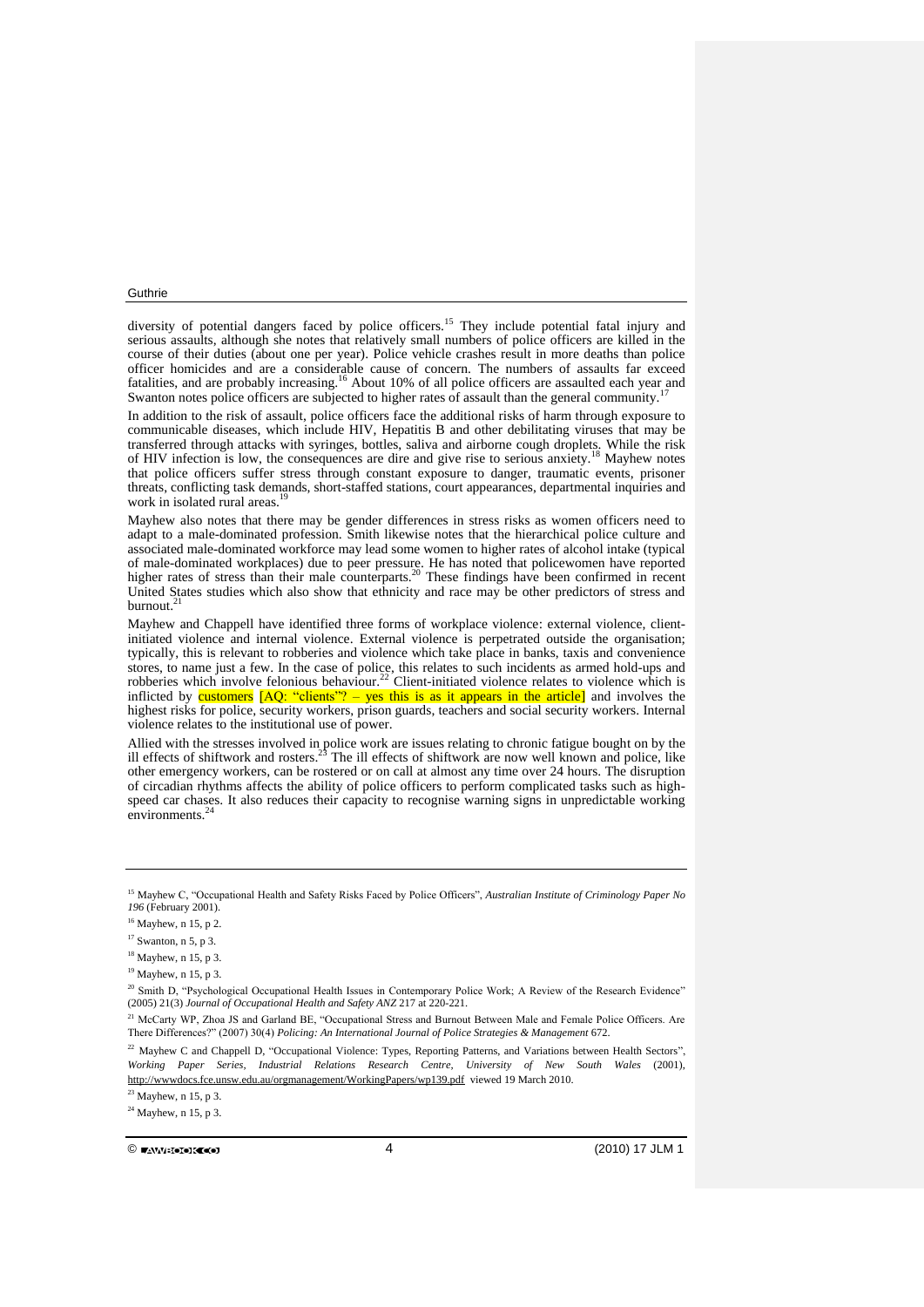diversity of potential dangers faced by police officers.[15] They include potential fatal injury and serious assaults, although she notes that relatively small numbers of police officers are killed in the course of their duties (about one per year). Police vehicle crashes result in more deaths than police officer homicides and are a considerable cause of concern. The numbers of assaults far exceed fatalities, and are probably increasing.[16] About 10% of all police officers are assaulted each year and Swanton notes police officers are subjected to higher rates of assault than the general community.[17]

In addition to the risk of assault, police officers face the additional risks of harm through exposure to communicable diseases, which include HIV, Hepatitis B and other debilitating viruses that may be transferred through attacks with syringes, bottles, saliva and airborne cough droplets. While the risk of HIV infection is low, the consequences are dire and give rise to serious anxiety.[18] Mayhew notes that police officers suffer stress through constant exposure to danger, traumatic events, prisoner threats, conflicting task demands, short-staffed stations, court appearances, departmental inquiries and work in isolated rural areas.[19]

Mayhew also notes that there may be gender differences in stress risks as women officers need to adapt to a male-dominated profession. Smith likewise notes that the hierarchical police culture and associated male-dominated workforce may lead some women to higher rates of alcohol intake (typical of male-dominated workplaces) due to peer pressure. He has noted that policewomen have reported higher rates of stress than their male counterparts.[20] These findings have been confirmed in recent United States studies which also show that ethnicity and race may be other predictors of stress and burnout.[21]

Mayhew and Chappell have identified three forms of workplace violence: external violence, client-initiated violence and internal violence. External violence is perpetrated outside the organisation; typically, this is relevant to robberies and violence which take place in banks, taxis and convenience stores, to name just a few. In the case of police, this relates to such incidents as armed hold-ups and robberies which involve felonious behaviour.[22] Client-initiated violence relates to violence which is inflicted by customers [AQ: "clients"? – yes this is as it appears in the article] and involves the highest risks for police, security workers, prison guards, teachers and social security workers. Internal violence relates to the institutional use of power.

Allied with the stresses involved in police work are issues relating to chronic fatigue bought on by the ill effects of shiftwork and rosters.[23] The ill effects of shiftwork are now well known and police, like other emergency workers, can be rostered or on call at almost any time over 24 hours. The disruption of circadian rhythms affects the ability of police officers to perform complicated tasks such as high-speed car chases. It also reduces their capacity to recognise warning signs in unpredictable working environments.[24]

---

[15] Mayhew C, "Occupational Health and Safety Risks Faced by Police Officers", *Australian Institute of Criminology Paper No 196* (February 2001).

[16] Mayhew, n 15, p 2.

[17] Swanton, n 5, p 3.

[18] Mayhew, n 15, p 3.

[19] Mayhew, n 15, p 3.

[20] Smith D, "Psychological Occupational Health Issues in Contemporary Police Work; A Review of the Research Evidence" (2005) 21(3) *Journal of Occupational Health and Safety ANZ* 217 at 220-221.

[21] McCarty WP, Zhoa JS and Garland BE, "Occupational Stress and Burnout Between Male and Female Police Officers. Are There Differences?" (2007) 30(4) *Policing: An International Journal of Police Strategies & Management* 672.

[22] Mayhew C and Chappell D, "Occupational Violence: Types, Reporting Patterns, and Variations between Health Sectors", *Working Paper Series, Industrial Relations Research Centre, University of New South Wales* (2001), http://wwwdocs.fce.unsw.edu.au/orgmanagement/WorkingPapers/wp139.pdf viewed 19 March 2010.

[23] Mayhew, n 15, p 3.

[24] Mayhew, n 15, p 3.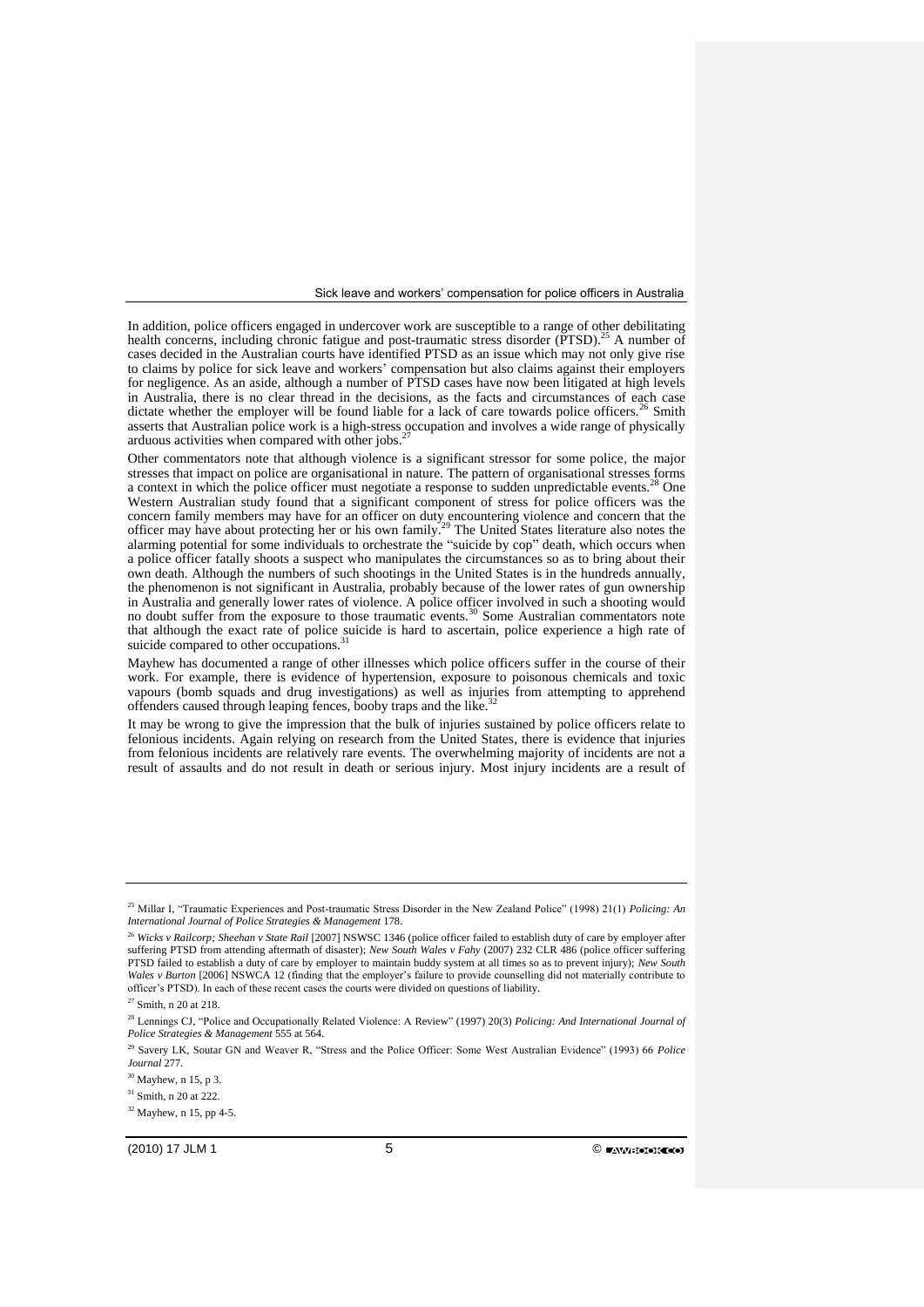In addition, police officers engaged in undercover work are susceptible to a range of other debilitating health concerns, including chronic fatigue and post-traumatic stress disorder (PTSD).[25] A number of cases decided in the Australian courts have identified PTSD as an issue which may not only give rise to claims by police for sick leave and workers' compensation but also claims against their employers for negligence. As an aside, although a number of PTSD cases have now been litigated at high levels in Australia, there is no clear thread in the decisions, as the facts and circumstances of each case dictate whether the employer will be found liable for a lack of care towards police officers.[26] Smith asserts that Australian police work is a high-stress occupation and involves a wide range of physically arduous activities when compared with other jobs.[27]

Other commentators note that although violence is a significant stressor for some police, the major stresses that impact on police are organisational in nature. The pattern of organisational stresses forms a context in which the police officer must negotiate a response to sudden unpredictable events.[28] One Western Australian study found that a significant component of stress for police officers was the concern family members may have for an officer on duty encountering violence and concern that the officer may have about protecting her or his own family.[29] The United States literature also notes the alarming potential for some individuals to orchestrate the "suicide by cop" death, which occurs when a police officer fatally shoots a suspect who manipulates the circumstances so as to bring about their own death. Although the numbers of such shootings in the United States is in the hundreds annually, the phenomenon is not significant in Australia, probably because of the lower rates of gun ownership in Australia and generally lower rates of violence. A police officer involved in such a shooting would no doubt suffer from the exposure to those traumatic events.[30] Some Australian commentators note that although the exact rate of police suicide is hard to ascertain, police experience a high rate of suicide compared to other occupations.[31]

Mayhew has documented a range of other illnesses which police officers suffer in the course of their work. For example, there is evidence of hypertension, exposure to poisonous chemicals and toxic vapours (bomb squads and drug investigations) as well as injuries from attempting to apprehend offenders caused through leaping fences, booby traps and the like.[32]

It may be wrong to give the impression that the bulk of injuries sustained by police officers relate to felonious incidents. Again relying on research from the United States, there is evidence that injuries from felonious incidents are relatively rare events. The overwhelming majority of incidents are not a result of assaults and do not result in death or serious injury. Most injury incidents are a result of

---

[25] Millar I, "Traumatic Experiences and Post-traumatic Stress Disorder in the New Zealand Police" (1998) 21(1) *Policing: An International Journal of Police Strategies & Management* 178.

[26] *Wicks v Railcorp; Sheehan v State Rail* [2007] NSWSC 1346 (police officer failed to establish duty of care by employer after suffering PTSD from attending aftermath of disaster); *New South Wales v Fahy* (2007) 232 CLR 486 (police officer suffering PTSD failed to establish a duty of care by employer to maintain buddy system at all times so as to prevent injury); *New South Wales v Burton* [2006] NSWCA 12 (finding that the employer's failure to provide counselling did not materially contribute to officer's PTSD). In each of these recent cases the courts were divided on questions of liability.

[27] Smith, n 20 at 218.

[28] Lennings CJ, "Police and Occupationally Related Violence: A Review" (1997) 20(3) *Policing: And International Journal of Police Strategies & Management* 555 at 564.

[29] Savery LK, Soutar GN and Weaver R, "Stress and the Police Officer: Some West Australian Evidence" (1993) 66 *Police Journal* 277.

[30] Mayhew, n 15, p 3.

[31] Smith, n 20 at 222.

[32] Mayhew, n 15, pp 4-5.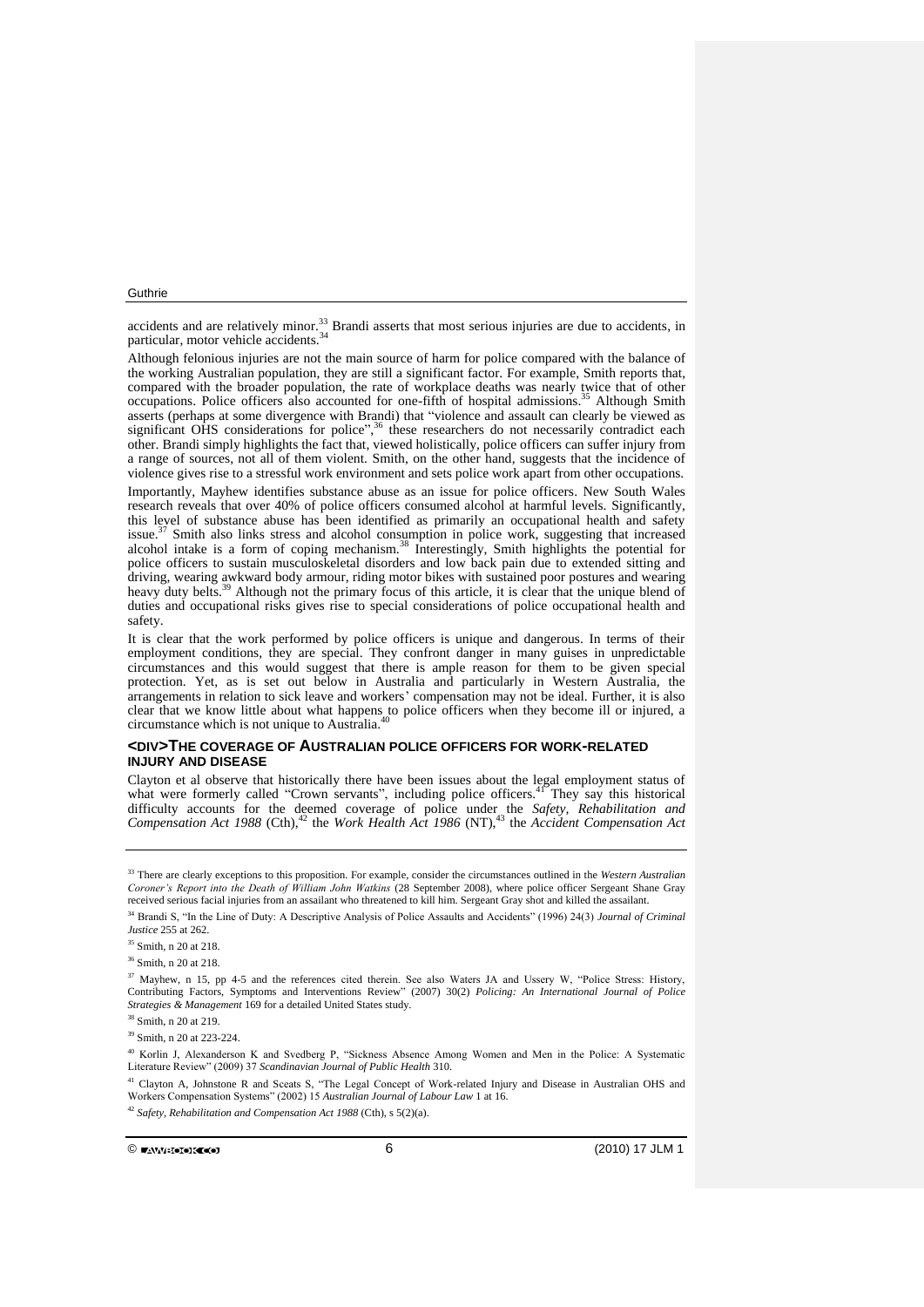accidents and are relatively minor.[33] Brandi asserts that most serious injuries are due to accidents, in particular, motor vehicle accidents.[34]

Although felonious injuries are not the main source of harm for police compared with the balance of the working Australian population, they are still a significant factor. For example, Smith reports that, compared with the broader population, the rate of workplace deaths was nearly twice that of other occupations. Police officers also accounted for one-fifth of hospital admissions.[35] Although Smith asserts (perhaps at some divergence with Brandi) that "violence and assault can clearly be viewed as significant OHS considerations for police",[36] these researchers do not necessarily contradict each other. Brandi simply highlights the fact that, viewed holistically, police officers can suffer injury from a range of sources, not all of them violent. Smith, on the other hand, suggests that the incidence of violence gives rise to a stressful work environment and sets police work apart from other occupations.

Importantly, Mayhew identifies substance abuse as an issue for police officers. New South Wales research reveals that over 40% of police officers consumed alcohol at harmful levels. Significantly, this level of substance abuse has been identified as primarily an occupational health and safety issue.[37] Smith also links stress and alcohol consumption in police work, suggesting that increased alcohol intake is a form of coping mechanism.[38] Interestingly, Smith highlights the potential for police officers to sustain musculoskeletal disorders and low back pain due to extended sitting and driving, wearing awkward body armour, riding motor bikes with sustained poor postures and wearing heavy duty belts.[39] Although not the primary focus of this article, it is clear that the unique blend of duties and occupational risks gives rise to special considerations of police occupational health and safety.

It is clear that the work performed by police officers is unique and dangerous. In terms of their employment conditions, they are special. They confront danger in many guises in unpredictable circumstances and this would suggest that there is ample reason for them to be given special protection. Yet, as is set out below in Australia and particularly in Western Australia, the arrangements in relation to sick leave and workers' compensation may not be ideal. Further, it is also clear that we know little about what happens to police officers when they become ill or injured, a circumstance which is not unique to Australia.[40]

## THE COVERAGE OF AUSTRALIAN POLICE OFFICERS FOR WORK-RELATED INJURY AND DISEASE

Clayton et al observe that historically there have been issues about the legal employment status of what were formerly called "Crown servants", including police officers.[41] They say this historical difficulty accounts for the deemed coverage of police under the *Safety, Rehabilitation and Compensation Act 1988* (Cth),[42] the *Work Health Act 1986* (NT),[43] the *Accident Compensation Act*

---

[33] There are clearly exceptions to this proposition. For example, consider the circumstances outlined in the *Western Australian Coroner's Report into the Death of William John Watkins* (28 September 2008), where police officer Sergeant Shane Gray received serious facial injuries from an assailant who threatened to kill him. Sergeant Gray shot and killed the assailant.

[34] Brandi S, "In the Line of Duty: A Descriptive Analysis of Police Assaults and Accidents" (1996) 24(3) *Journal of Criminal Justice* 255 at 262.

[35] Smith, n 20 at 218.

[36] Smith, n 20 at 218.

[37] Mayhew, n 15, pp 4-5 and the references cited therein. See also Waters JA and Ussery W, "Police Stress: History, Contributing Factors, Symptoms and Interventions Review" (2007) 30(2) *Policing: An International Journal of Police Strategies & Management* 169 for a detailed United States study.

[38] Smith, n 20 at 219.

[39] Smith, n 20 at 223-224.

[40] Korlin J, Alexanderson K and Svedberg P, "Sickness Absence Among Women and Men in the Police: A Systematic Literature Review" (2009) 37 *Scandinavian Journal of Public Health* 310.

[41] Clayton A, Johnstone R and Sceats S, "The Legal Concept of Work-related Injury and Disease in Australian OHS and Workers Compensation Systems" (2002) 15 *Australian Journal of Labour Law* 1 at 16.

[42] *Safety, Rehabilitation and Compensation Act 1988* (Cth), s 5(2)(a).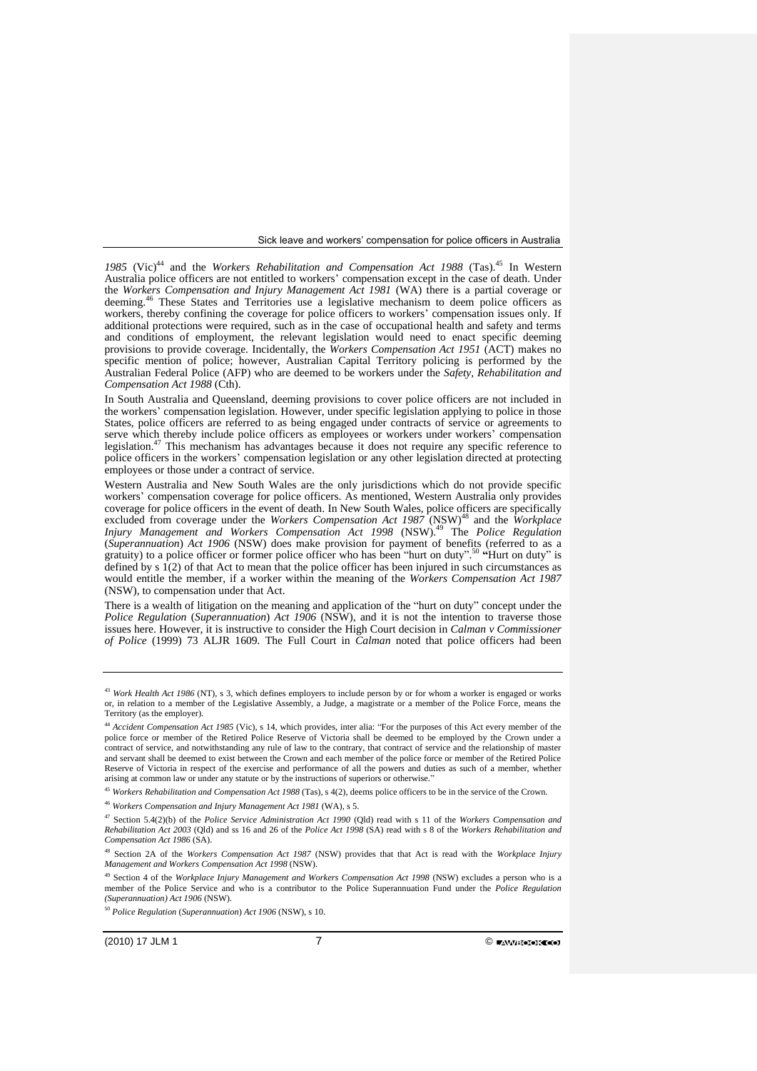*1985* (Vic)[44] and the *Workers Rehabilitation and Compensation Act 1988* (Tas).[45] In Western Australia police officers are not entitled to workers' compensation except in the case of death. Under the *Workers Compensation and Injury Management Act 1981* (WA) there is a partial coverage or deeming.[46] These States and Territories use a legislative mechanism to deem police officers as workers, thereby confining the coverage for police officers to workers' compensation issues only. If additional protections were required, such as in the case of occupational health and safety and terms and conditions of employment, the relevant legislation would need to enact specific deeming provisions to provide coverage. Incidentally, the *Workers Compensation Act 1951* (ACT) makes no specific mention of police; however, Australian Capital Territory policing is performed by the Australian Federal Police (AFP) who are deemed to be workers under the *Safety, Rehabilitation and Compensation Act 1988* (Cth).

In South Australia and Queensland, deeming provisions to cover police officers are not included in the workers' compensation legislation. However, under specific legislation applying to police in those States, police officers are referred to as being engaged under contracts of service or agreements to serve which thereby include police officers as employees or workers under workers' compensation legislation.[47] This mechanism has advantages because it does not require any specific reference to police officers in the workers' compensation legislation or any other legislation directed at protecting employees or those under a contract of service.

Western Australia and New South Wales are the only jurisdictions which do not provide specific workers' compensation coverage for police officers. As mentioned, Western Australia only provides coverage for police officers in the event of death. In New South Wales, police officers are specifically excluded from coverage under the *Workers Compensation Act 1987* (NSW)[48] and the *Workplace Injury Management and Workers Compensation Act 1998* (NSW).[49] The *Police Regulation* (*Superannuation*) *Act 1906* (NSW) does make provision for payment of benefits (referred to as a gratuity) to a police officer or former police officer who has been "hurt on duty".[50] "Hurt on duty" is defined by s 1(2) of that Act to mean that the police officer has been injured in such circumstances as would entitle the member, if a worker within the meaning of the *Workers Compensation Act 1987* (NSW), to compensation under that Act.

There is a wealth of litigation on the meaning and application of the "hurt on duty" concept under the *Police Regulation* (*Superannuation*) *Act 1906* (NSW), and it is not the intention to traverse those issues here. However, it is instructive to consider the High Court decision in *Calman v Commissioner of Police* (1999) 73 ALJR 1609. The Full Court in *Calman* noted that police officers had been

---

[43] *Work Health Act 1986* (NT), s 3, which defines employers to include person by or for whom a worker is engaged or works or, in relation to a member of the Legislative Assembly, a Judge, a magistrate or a member of the Police Force, means the Territory (as the employer).

[44] *Accident Compensation Act 1985* (Vic), s 14, which provides, inter alia: "For the purposes of this Act every member of the police force or member of the Retired Police Reserve of Victoria shall be deemed to be employed by the Crown under a contract of service, and notwithstanding any rule of law to the contrary, that contract of service and the relationship of master and servant shall be deemed to exist between the Crown and each member of the police force or member of the Retired Police Reserve of Victoria in respect of the exercise and performance of all the powers and duties as such of a member, whether arising at common law or under any statute or by the instructions of superiors or otherwise."

[45] *Workers Rehabilitation and Compensation Act 1988* (Tas), s 4(2), deems police officers to be in the service of the Crown.

[46] *Workers Compensation and Injury Management Act 1981* (WA), s 5.

[47] Section 5.4(2)(b) of the *Police Service Administration Act 1990* (Qld) read with s 11 of the *Workers Compensation and Rehabilitation Act 2003* (Qld) and ss 16 and 26 of the *Police Act 1998* (SA) read with s 8 of the *Workers Rehabilitation and Compensation Act 1986* (SA).

[48] Section 2A of the *Workers Compensation Act 1987* (NSW) provides that that Act is read with the *Workplace Injury Management and Workers Compensation Act 1998* (NSW).

[49] Section 4 of the *Workplace Injury Management and Workers Compensation Act 1998* (NSW) excludes a person who is a member of the Police Service and who is a contributor to the Police Superannuation Fund under the *Police Regulation (Superannuation) Act 1906* (NSW).

[50] *Police Regulation* (*Superannuation*) *Act 1906* (NSW), s 10.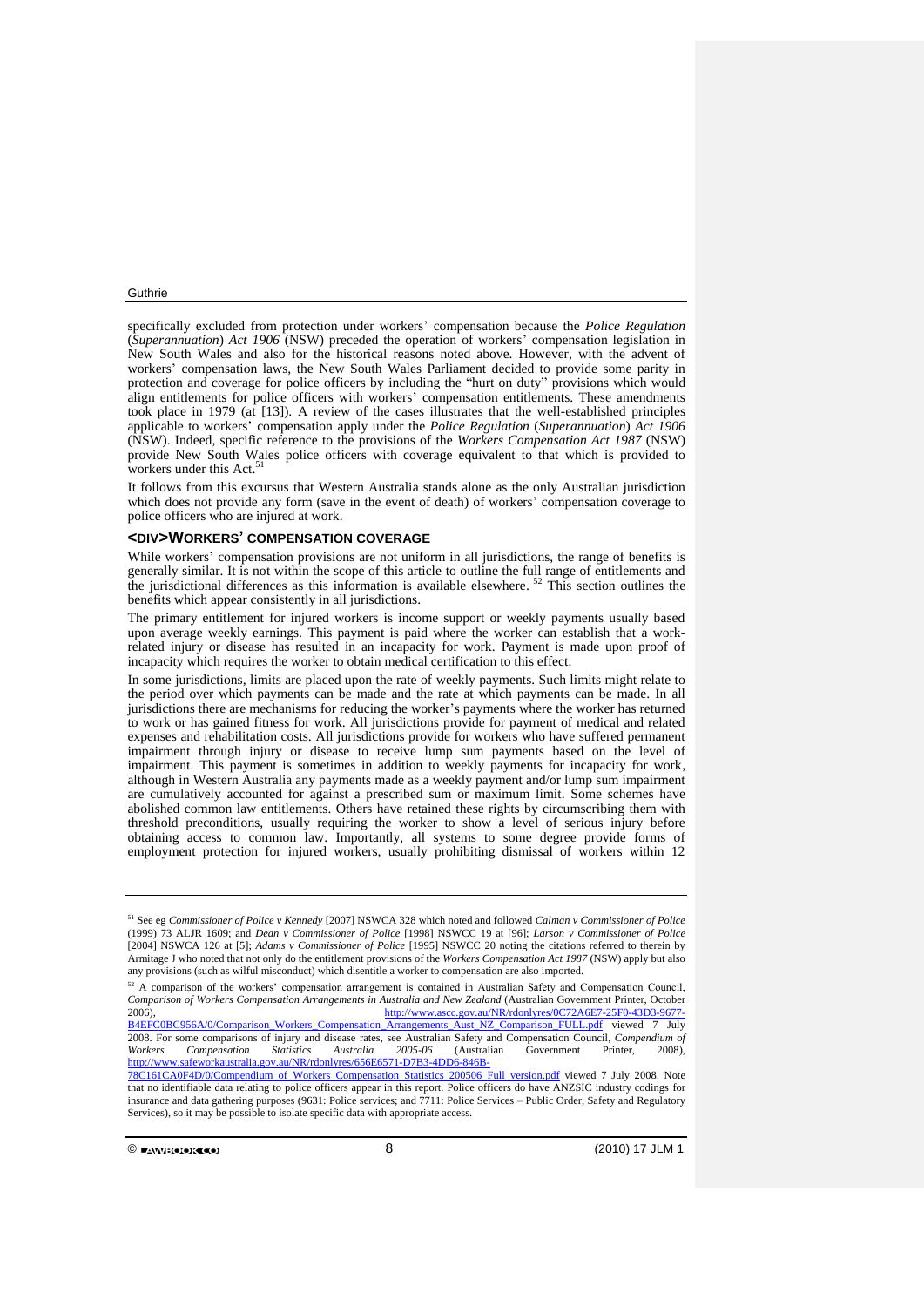specifically excluded from protection under workers' compensation because the *Police Regulation* (*Superannuation*) *Act 1906* (NSW) preceded the operation of workers' compensation legislation in New South Wales and also for the historical reasons noted above. However, with the advent of workers' compensation laws, the New South Wales Parliament decided to provide some parity in protection and coverage for police officers by including the "hurt on duty" provisions which would align entitlements for police officers with workers' compensation entitlements. These amendments took place in 1979 (at [13]). A review of the cases illustrates that the well-established principles applicable to workers' compensation apply under the *Police Regulation* (*Superannuation*) *Act 1906* (NSW). Indeed, specific reference to the provisions of the *Workers Compensation Act 1987* (NSW) provide New South Wales police officers with coverage equivalent to that which is provided to workers under this Act.[51]

It follows from this excursus that Western Australia stands alone as the only Australian jurisdiction which does not provide any form (save in the event of death) of workers' compensation coverage to police officers who are injured at work.

## <DIV>WORKERS' COMPENSATION COVERAGE

While workers' compensation provisions are not uniform in all jurisdictions, the range of benefits is generally similar. It is not within the scope of this article to outline the full range of entitlements and the jurisdictional differences as this information is available elsewhere. [52] This section outlines the benefits which appear consistently in all jurisdictions.

The primary entitlement for injured workers is income support or weekly payments usually based upon average weekly earnings. This payment is paid where the worker can establish that a work-related injury or disease has resulted in an incapacity for work. Payment is made upon proof of incapacity which requires the worker to obtain medical certification to this effect.

In some jurisdictions, limits are placed upon the rate of weekly payments. Such limits might relate to the period over which payments can be made and the rate at which payments can be made. In all jurisdictions there are mechanisms for reducing the worker's payments where the worker has returned to work or has gained fitness for work. All jurisdictions provide for payment of medical and related expenses and rehabilitation costs. All jurisdictions provide for workers who have suffered permanent impairment through injury or disease to receive lump sum payments based on the level of impairment. This payment is sometimes in addition to weekly payments for incapacity for work, although in Western Australia any payments made as a weekly payment and/or lump sum impairment are cumulatively accounted for against a prescribed sum or maximum limit. Some schemes have abolished common law entitlements. Others have retained these rights by circumscribing them with threshold preconditions, usually requiring the worker to show a level of serious injury before obtaining access to common law. Importantly, all systems to some degree provide forms of employment protection for injured workers, usually prohibiting dismissal of workers within 12

---

[51] See eg *Commissioner of Police v Kennedy* [2007] NSWCA 328 which noted and followed *Calman v Commissioner of Police* (1999) 73 ALJR 1609; and *Dean v Commissioner of Police* [1998] NSWCC 19 at [96]; *Larson v Commissioner of Police* [2004] NSWCA 126 at [5]; *Adams v Commissioner of Police* [1995] NSWCC 20 noting the citations referred to therein by Armitage J who noted that not only do the entitlement provisions of the *Workers Compensation Act 1987* (NSW) apply but also any provisions (such as wilful misconduct) which disentitle a worker to compensation are also imported.

[52] A comparison of the workers' compensation arrangement is contained in Australian Safety and Compensation Council, *Comparison of Workers Compensation Arrangements in Australia and New Zealand* (Australian Government Printer, October 2006), http://www.ascc.gov.au/NR/rdonlyres/0C72A6E7-25F0-43D3-9677-B4EFC0BC956A/0/Comparison_Workers_Compensation_Arrangements_Aust_NZ_Comparison_FULL.pdf viewed 7 July 2008. For some comparisons of injury and disease rates, see Australian Safety and Compensation Council, *Compendium of Workers Compensation Statistics Australia 2005-06* (Australian Government Printer, 2008), http://www.safeworkaustralia.gov.au/NR/rdonlyres/656E6571-D7B3-4DD6-846B-78C161CA0F4D/0/Compendium_of_Workers_Compensation_Statistics_200506_Full_version.pdf viewed 7 July 2008. Note that no identifiable data relating to police officers appear in this report. Police officers do have ANZSIC industry codings for insurance and data gathering purposes (9631: Police services; and 7711: Police Services – Public Order, Safety and Regulatory Services), so it may be possible to isolate specific data with appropriate access.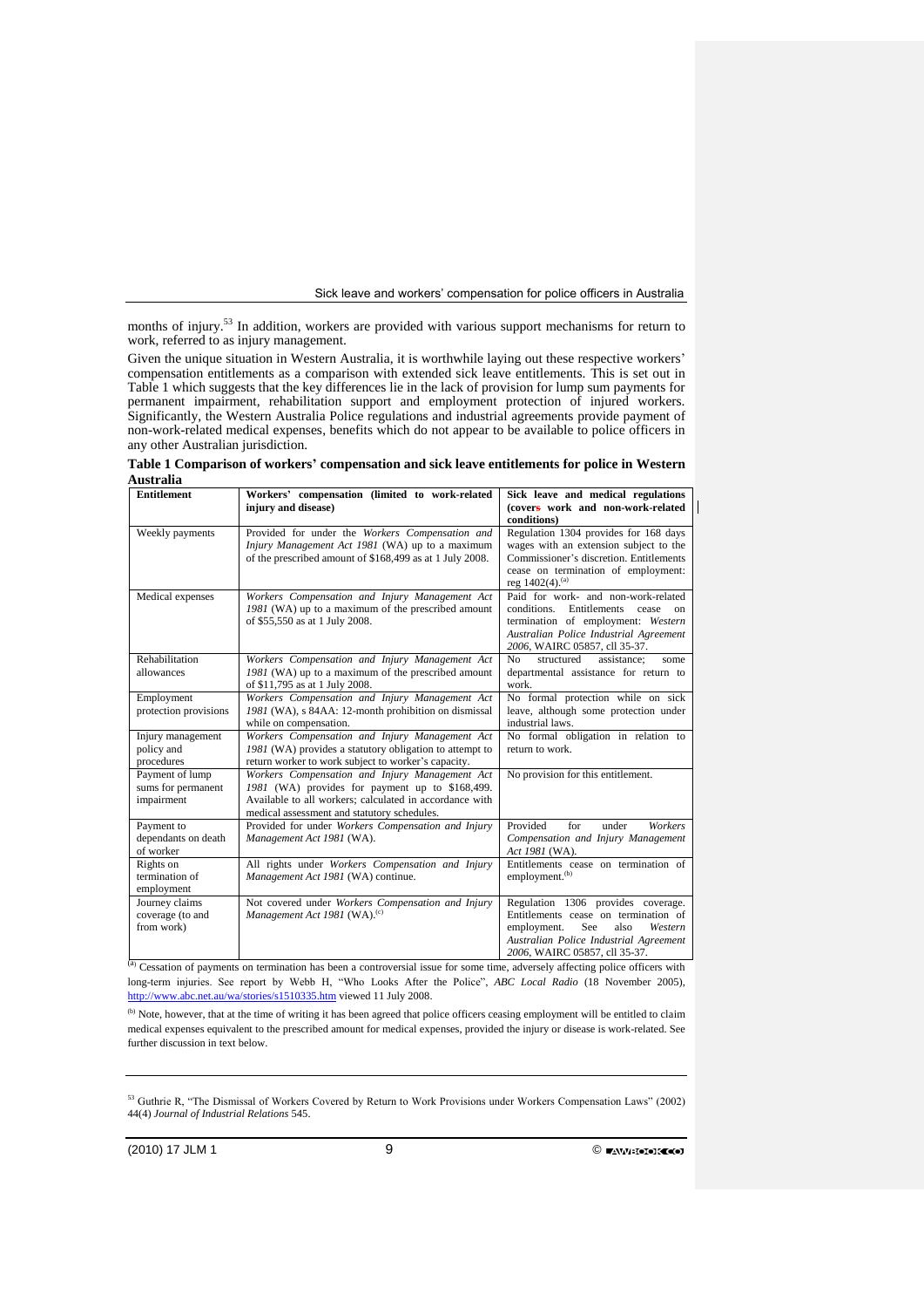months of injury.[53] In addition, workers are provided with various support mechanisms for return to work, referred to as injury management.

Given the unique situation in Western Australia, it is worthwhile laying out these respective workers' compensation entitlements as a comparison with extended sick leave entitlements. This is set out in Table 1 which suggests that the key differences lie in the lack of provision for lump sum payments for permanent impairment, rehabilitation support and employment protection of injured workers. Significantly, the Western Australia Police regulations and industrial agreements provide payment of non-work-related medical expenses, benefits which do not appear to be available to police officers in any other Australian jurisdiction.

**Table 1 Comparison of workers' compensation and sick leave entitlements for police in Western Australia**

| Entitlement | Workers' compensation (limited to work-related injury and disease) | Sick leave and medical regulations (covers work and non-work-related conditions) |
|---|---|---|
| Weekly payments | Provided for under the *Workers Compensation and Injury Management Act 1981* (WA) up to a maximum of the prescribed amount of $168,499 as at 1 July 2008. | Regulation 1304 provides for 168 days wages with an extension subject to the Commissioner's discretion. Entitlements cease on termination of employment: reg 1402(4).[(a)] |
| Medical expenses | *Workers Compensation and Injury Management Act 1981* (WA) up to a maximum of the prescribed amount of $55,550 as at 1 July 2008. | Paid for work- and non-work-related conditions. Entitlements cease on termination of employment: *Western Australian Police Industrial Agreement 2006*, WAIRC 05857, cll 35-37. |
| Rehabilitation allowances | *Workers Compensation and Injury Management Act 1981* (WA) up to a maximum of the prescribed amount of $11,795 as at 1 July 2008. | No structured assistance; some departmental assistance for return to work. |
| Employment protection provisions | *Workers Compensation and Injury Management Act 1981* (WA), s 84AA: 12-month prohibition on dismissal while on compensation. | No formal protection while on sick leave, although some protection under industrial laws. |
| Injury management policy and procedures | *Workers Compensation and Injury Management Act 1981* (WA) provides a statutory obligation to attempt to return worker to work subject to worker's capacity. | No formal obligation in relation to return to work. |
| Payment of lump sums for permanent impairment | *Workers Compensation and Injury Management Act 1981* (WA) provides for payment up to $168,499. Available to all workers; calculated in accordance with medical assessment and statutory schedules. | No provision for this entitlement. |
| Payment to dependants on death of worker | Provided for under *Workers Compensation and Injury Management Act 1981* (WA). | Provided for under *Workers Compensation and Injury Management Act 1981* (WA). |
| Rights on termination of employment | All rights under *Workers Compensation and Injury Management Act 1981* (WA) continue. | Entitlements cease on termination of employment.[(b)] |
| Journey claims coverage (to and from work) | Not covered under *Workers Compensation and Injury Management Act 1981* (WA).[(c)] | Regulation 1306 provides coverage. Entitlements cease on termination of employment. See also *Western Australian Police Industrial Agreement 2006*, WAIRC 05857, cll 35-37. |

[(a)] Cessation of payments on termination has been a controversial issue for some time, adversely affecting police officers with long-term injuries. See report by Webb H, "Who Looks After the Police", *ABC Local Radio* (18 November 2005), http://www.abc.net.au/wa/stories/s1510335.htm viewed 11 July 2008.

[(b)] Note, however, that at the time of writing it has been agreed that police officers ceasing employment will be entitled to claim medical expenses equivalent to the prescribed amount for medical expenses, provided the injury or disease is work-related. See further discussion in text below.

[53] Guthrie R, "The Dismissal of Workers Covered by Return to Work Provisions under Workers Compensation Laws" (2002) 44(4) *Journal of Industrial Relations* 545.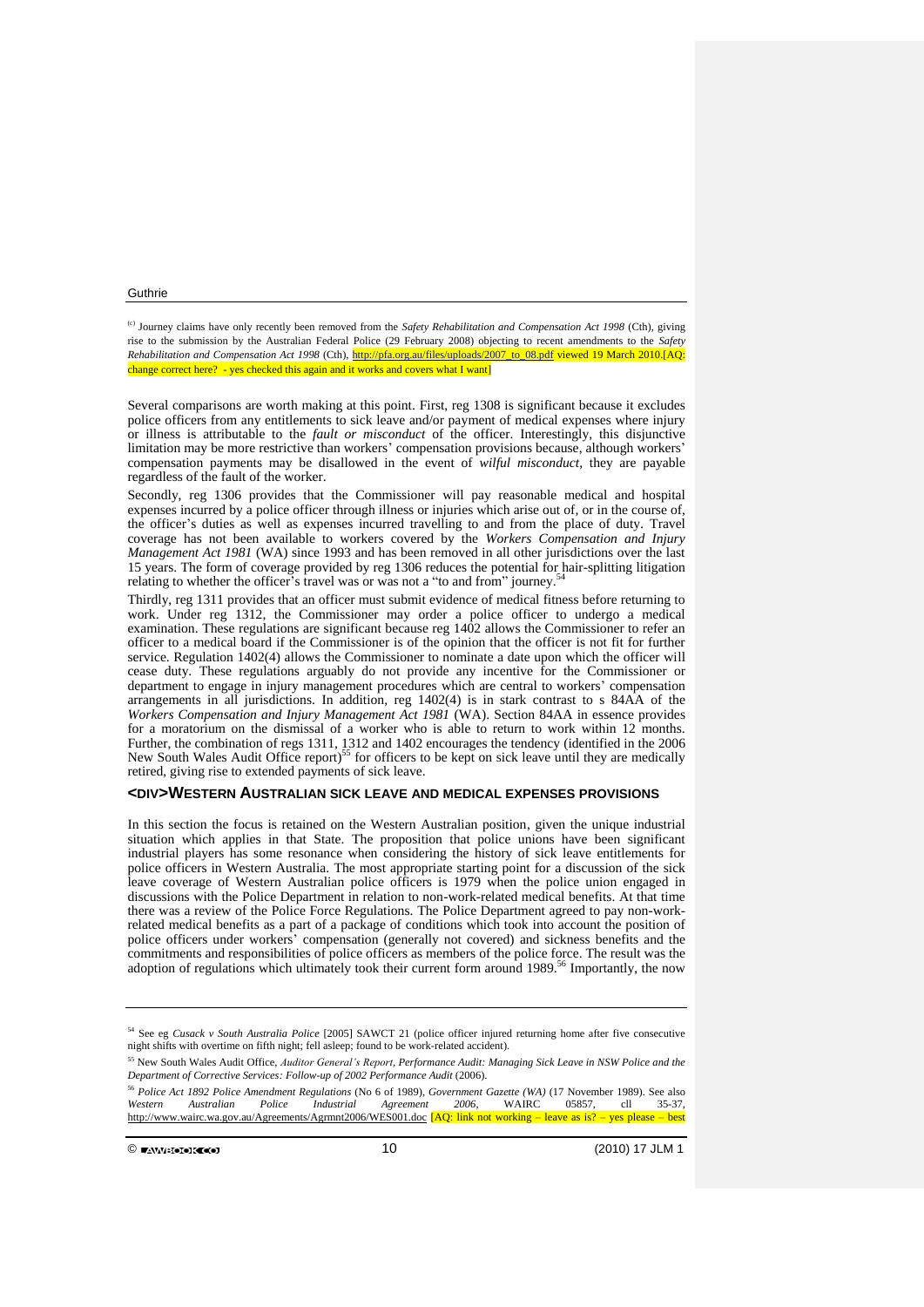[(c)] Journey claims have only recently been removed from the *Safety Rehabilitation and Compensation Act 1998* (Cth), giving rise to the submission by the Australian Federal Police (29 February 2008) objecting to recent amendments to the *Safety Rehabilitation and Compensation Act 1998* (Cth), http://pfa.org.au/files/uploads/2007_to_08.pdf viewed 19 March 2010.[AQ: change correct here? - yes checked this again and it works and covers what I want]

Several comparisons are worth making at this point. First, reg 1308 is significant because it excludes police officers from any entitlements to sick leave and/or payment of medical expenses where injury or illness is attributable to the *fault or misconduct* of the officer. Interestingly, this disjunctive limitation may be more restrictive than workers' compensation provisions because, although workers' compensation payments may be disallowed in the event of *wilful misconduct*, they are payable regardless of the fault of the worker.

Secondly, reg 1306 provides that the Commissioner will pay reasonable medical and hospital expenses incurred by a police officer through illness or injuries which arise out of, or in the course of, the officer's duties as well as expenses incurred travelling to and from the place of duty. Travel coverage has not been available to workers covered by the *Workers Compensation and Injury Management Act 1981* (WA) since 1993 and has been removed in all other jurisdictions over the last 15 years. The form of coverage provided by reg 1306 reduces the potential for hair-splitting litigation relating to whether the officer's travel was or was not a "to and from" journey.[54]

Thirdly, reg 1311 provides that an officer must submit evidence of medical fitness before returning to work. Under reg 1312, the Commissioner may order a police officer to undergo a medical examination. These regulations are significant because reg 1402 allows the Commissioner to refer an officer to a medical board if the Commissioner is of the opinion that the officer is not fit for further service. Regulation 1402(4) allows the Commissioner to nominate a date upon which the officer will cease duty. These regulations arguably do not provide any incentive for the Commissioner or department to engage in injury management procedures which are central to workers' compensation arrangements in all jurisdictions. In addition, reg 1402(4) is in stark contrast to s 84AA of the *Workers Compensation and Injury Management Act 1981* (WA). Section 84AA in essence provides for a moratorium on the dismissal of a worker who is able to return to work within 12 months. Further, the combination of regs 1311, 1312 and 1402 encourages the tendency (identified in the 2006 New South Wales Audit Office report)[55] for officers to be kept on sick leave until they are medically retired, giving rise to extended payments of sick leave.

## <DIV>WESTERN AUSTRALIAN SICK LEAVE AND MEDICAL EXPENSES PROVISIONS

In this section the focus is retained on the Western Australian position, given the unique industrial situation which applies in that State. The proposition that police unions have been significant industrial players has some resonance when considering the history of sick leave entitlements for police officers in Western Australia. The most appropriate starting point for a discussion of the sick leave coverage of Western Australian police officers is 1979 when the police union engaged in discussions with the Police Department in relation to non-work-related medical benefits. At that time there was a review of the Police Force Regulations. The Police Department agreed to pay non-work-related medical benefits as a part of a package of conditions which took into account the position of police officers under workers' compensation (generally not covered) and sickness benefits and the commitments and responsibilities of police officers as members of the police force. The result was the adoption of regulations which ultimately took their current form around 1989.[56] Importantly, the now

---

[54] See eg *Cusack v South Australia Police* [2005] SAWCT 21 (police officer injured returning home after five consecutive night shifts with overtime on fifth night; fell asleep; found to be work-related accident).

[55] New South Wales Audit Office, *Auditor General's Report, Performance Audit: Managing Sick Leave in NSW Police and the Department of Corrective Services: Follow-up of 2002 Performance Audit* (2006).

[56] *Police Act 1892 Police Amendment Regulations* (No 6 of 1989), *Government Gazette (WA)* (17 November 1989). See also *Western Australian Police Industrial Agreement 2006*, WAIRC 05857, cll 35-37, http://www.wairc.wa.gov.au/Agreements/Agrmnt2006/WES001.doc [AQ: link not working – leave as is? – yes please – best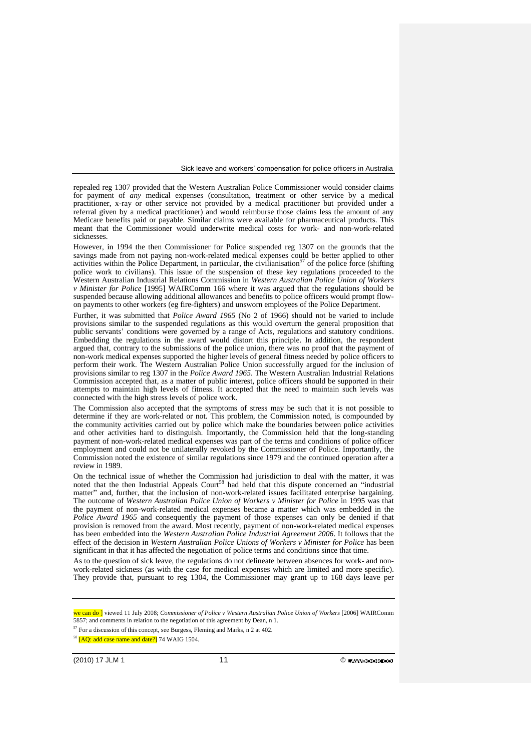repealed reg 1307 provided that the Western Australian Police Commissioner would consider claims for payment of *any* medical expenses (consultation, treatment or other service by a medical practitioner, x-ray or other service not provided by a medical practitioner but provided under a referral given by a medical practitioner) and would reimburse those claims less the amount of any Medicare benefits paid or payable. Similar claims were available for pharmaceutical products. This meant that the Commissioner would underwrite medical costs for work- and non-work-related sicknesses.

However, in 1994 the then Commissioner for Police suspended reg 1307 on the grounds that the savings made from not paying non-work-related medical expenses could be better applied to other activities within the Police Department, in particular, the civilianisation[57] of the police force (shifting police work to civilians). This issue of the suspension of these key regulations proceeded to the Western Australian Industrial Relations Commission in *Western Australian Police Union of Workers v Minister for Police* [1995] WAIRComm 166 where it was argued that the regulations should be suspended because allowing additional allowances and benefits to police officers would prompt flow-on payments to other workers (eg fire-fighters) and unsworn employees of the Police Department.

Further, it was submitted that *Police Award 1965* (No 2 of 1966) should not be varied to include provisions similar to the suspended regulations as this would overturn the general proposition that public servants' conditions were governed by a range of Acts, regulations and statutory conditions. Embedding the regulations in the award would distort this principle. In addition, the respondent argued that, contrary to the submissions of the police union, there was no proof that the payment of non-work medical expenses supported the higher levels of general fitness needed by police officers to perform their work. The Western Australian Police Union successfully argued for the inclusion of provisions similar to reg 1307 in the *Police Award 1965*. The Western Australian Industrial Relations Commission accepted that, as a matter of public interest, police officers should be supported in their attempts to maintain high levels of fitness. It accepted that the need to maintain such levels was connected with the high stress levels of police work.

The Commission also accepted that the symptoms of stress may be such that it is not possible to determine if they are work-related or not. This problem, the Commission noted, is compounded by the community activities carried out by police which make the boundaries between police activities and other activities hard to distinguish. Importantly, the Commission held that the long-standing payment of non-work-related medical expenses was part of the terms and conditions of police officer employment and could not be unilaterally revoked by the Commissioner of Police. Importantly, the Commission noted the existence of similar regulations since 1979 and the continued operation after a review in 1989.

On the technical issue of whether the Commission had jurisdiction to deal with the matter, it was noted that the then Industrial Appeals Court[58] had held that this dispute concerned an "industrial matter" and, further, that the inclusion of non-work-related issues facilitated enterprise bargaining. The outcome of *Western Australian Police Union of Workers v Minister for Police* in 1995 was that the payment of non-work-related medical expenses became a matter which was embedded in the *Police Award 1965* and consequently the payment of those expenses can only be denied if that provision is removed from the award. Most recently, payment of non-work-related medical expenses has been embedded into the *Western Australian Police Industrial Agreement 2006*. It follows that the effect of the decision in *Western Australian Police Unions of Workers v Minister for Police* has been significant in that it has affected the negotiation of police terms and conditions since that time.

As to the question of sick leave, the regulations do not delineate between absences for work- and non-work-related sickness (as with the case for medical expenses which are limited and more specific). They provide that, pursuant to reg 1304, the Commissioner may grant up to 168 days leave per

---

we can do ] viewed 11 July 2008; *Commissioner of Police v Western Australian Police Union of Workers* [2006] WAIRComm 5857; and comments in relation to the negotiation of this agreement by Dean, n 1.

[57] For a discussion of this concept, see Burgess, Fleming and Marks, n 2 at 402.

[58] [AQ: add case name and date?] 74 WAIG 1504.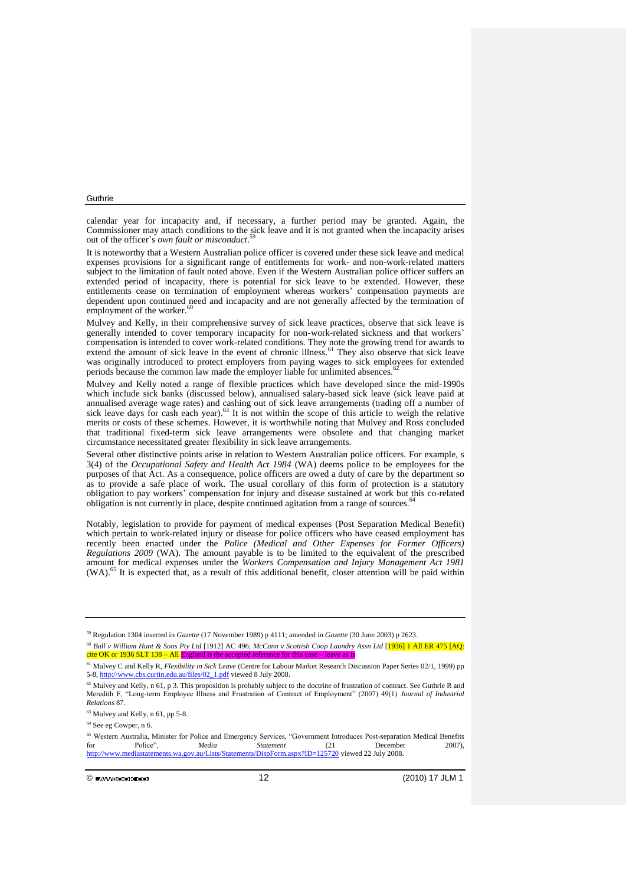calendar year for incapacity and, if necessary, a further period may be granted. Again, the Commissioner may attach conditions to the sick leave and it is not granted when the incapacity arises out of the officer's *own fault or misconduct*.[59]

It is noteworthy that a Western Australian police officer is covered under these sick leave and medical expenses provisions for a significant range of entitlements for work- and non-work-related matters subject to the limitation of fault noted above. Even if the Western Australian police officer suffers an extended period of incapacity, there is potential for sick leave to be extended. However, these entitlements cease on termination of employment whereas workers' compensation payments are dependent upon continued need and incapacity and are not generally affected by the termination of employment of the worker.[60]

Mulvey and Kelly, in their comprehensive survey of sick leave practices, observe that sick leave is generally intended to cover temporary incapacity for non-work-related sickness and that workers' compensation is intended to cover work-related conditions. They note the growing trend for awards to extend the amount of sick leave in the event of chronic illness.[61] They also observe that sick leave was originally introduced to protect employers from paying wages to sick employees for extended periods because the common law made the employer liable for unlimited absences.[62]

Mulvey and Kelly noted a range of flexible practices which have developed since the mid-1990s which include sick banks (discussed below), annualised salary-based sick leave (sick leave paid at annualised average wage rates) and cashing out of sick leave arrangements (trading off a number of sick leave days for cash each year).[63] It is not within the scope of this article to weigh the relative merits or costs of these schemes. However, it is worthwhile noting that Mulvey and Ross concluded that traditional fixed-term sick leave arrangements were obsolete and that changing market circumstance necessitated greater flexibility in sick leave arrangements.

Several other distinctive points arise in relation to Western Australian police officers. For example, s 3(4) of the *Occupational Safety and Health Act 1984* (WA) deems police to be employees for the purposes of that Act. As a consequence, police officers are owed a duty of care by the department so as to provide a safe place of work. The usual corollary of this form of protection is a statutory obligation to pay workers' compensation for injury and disease sustained at work but this co-related obligation is not currently in place, despite continued agitation from a range of sources.[64]

Notably, legislation to provide for payment of medical expenses (Post Separation Medical Benefit) which pertain to work-related injury or disease for police officers who have ceased employment has recently been enacted under the *Police (Medical and Other Expenses for Former Officers) Regulations 2009* (WA). The amount payable is to be limited to the equivalent of the prescribed amount for medical expenses under the *Workers Compensation and Injury Management Act 1981* (WA).[65] It is expected that, as a result of this additional benefit, closer attention will be paid within

---

[59] Regulation 1304 inserted in *Gazette* (17 November 1989) p 4111; amended in *Gazette* (30 June 2003) p 2623.

[60] *Ball v William Hunt & Sons Pty Ltd* [1912] AC 496; *McCann v Scottish Coop Laundry Assn Ltd* [1936] 1 All ER 475 [AQ: cite OK or 1936 SLT 138 – All England is the accepted reference for this case – leave as is

[61] Mulvey C and Kelly R, *Flexibility in Sick Leave* (Centre for Labour Market Research Discussion Paper Series 02/1, 1999) pp 5-8, http://www.cbs.curtin.edu.au/files/02_1.pdf viewed 8 July 2008.

[62] Mulvey and Kelly, n 61, p 3. This proposition is probably subject to the doctrine of frustration of contract. See Guthrie R and Meredith F, "Long-term Employee Illness and Frustration of Contract of Employment" (2007) 49(1) *Journal of Industrial Relations* 87.

[63] Mulvey and Kelly, n 61, pp 5-8.

[64] See eg Cowper, n 6.

[65] Western Australia, Minister for Police and Emergency Services, "Government Introduces Post-separation Medical Benefits for Police", *Media Statement* (21 December 2007), http://www.mediastatements.wa.gov.au/Lists/Statements/DispForm.aspx?ID=125720 viewed 22 July 2008.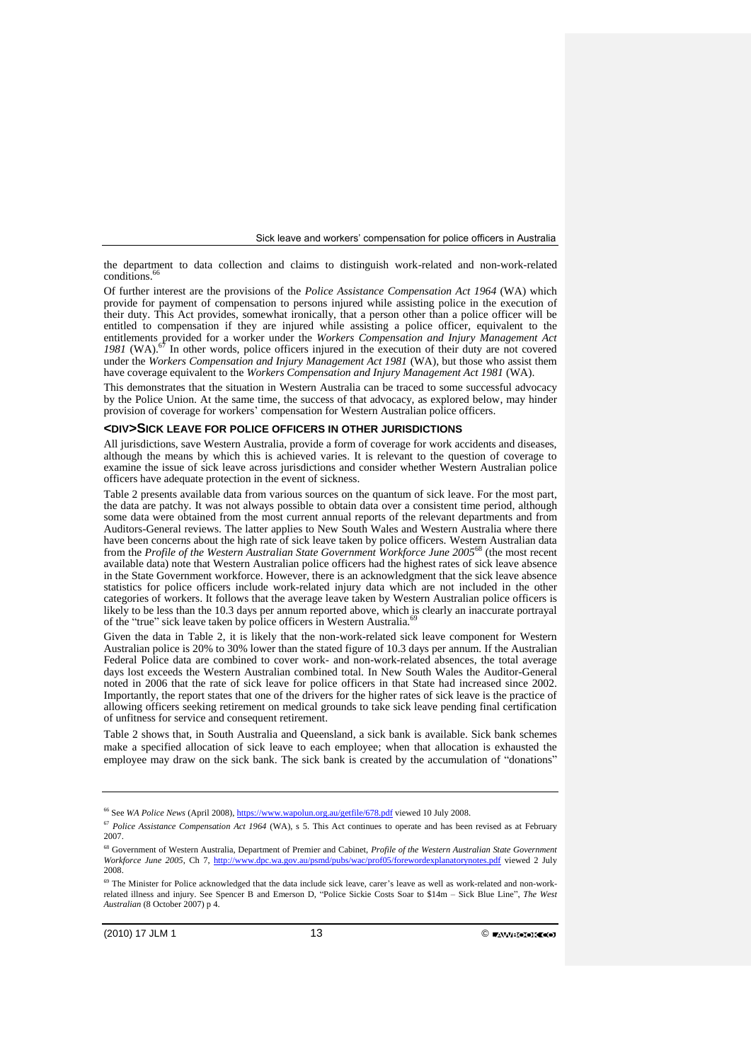the department to data collection and claims to distinguish work-related and non-work-related conditions.[66]

Of further interest are the provisions of the *Police Assistance Compensation Act 1964* (WA) which provide for payment of compensation to persons injured while assisting police in the execution of their duty. This Act provides, somewhat ironically, that a person other than a police officer will be entitled to compensation if they are injured while assisting a police officer, equivalent to the entitlements provided for a worker under the *Workers Compensation and Injury Management Act 1981* (WA).[67] In other words, police officers injured in the execution of their duty are not covered under the *Workers Compensation and Injury Management Act 1981* (WA), but those who assist them have coverage equivalent to the *Workers Compensation and Injury Management Act 1981* (WA).

This demonstrates that the situation in Western Australia can be traced to some successful advocacy by the Police Union. At the same time, the success of that advocacy, as explored below, may hinder provision of coverage for workers' compensation for Western Australian police officers.

## <DIV>SICK LEAVE FOR POLICE OFFICERS IN OTHER JURISDICTIONS

All jurisdictions, save Western Australia, provide a form of coverage for work accidents and diseases, although the means by which this is achieved varies. It is relevant to the question of coverage to examine the issue of sick leave across jurisdictions and consider whether Western Australian police officers have adequate protection in the event of sickness.

Table 2 presents available data from various sources on the quantum of sick leave. For the most part, the data are patchy. It was not always possible to obtain data over a consistent time period, although some data were obtained from the most current annual reports of the relevant departments and from Auditors-General reviews. The latter applies to New South Wales and Western Australia where there have been concerns about the high rate of sick leave taken by police officers. Western Australian data from the *Profile of the Western Australian State Government Workforce June 2005*[68] (the most recent available data) note that Western Australian police officers had the highest rates of sick leave absence in the State Government workforce. However, there is an acknowledgment that the sick leave absence statistics for police officers include work-related injury data which are not included in the other categories of workers. It follows that the average leave taken by Western Australian police officers is likely to be less than the 10.3 days per annum reported above, which is clearly an inaccurate portrayal of the "true" sick leave taken by police officers in Western Australia.[69]

Given the data in Table 2, it is likely that the non-work-related sick leave component for Western Australian police is 20% to 30% lower than the stated figure of 10.3 days per annum. If the Australian Federal Police data are combined to cover work- and non-work-related absences, the total average days lost exceeds the Western Australian combined total. In New South Wales the Auditor-General noted in 2006 that the rate of sick leave for police officers in that State had increased since 2002. Importantly, the report states that one of the drivers for the higher rates of sick leave is the practice of allowing officers seeking retirement on medical grounds to take sick leave pending final certification of unfitness for service and consequent retirement.

Table 2 shows that, in South Australia and Queensland, a sick bank is available. Sick bank schemes make a specified allocation of sick leave to each employee; when that allocation is exhausted the employee may draw on the sick bank. The sick bank is created by the accumulation of "donations"

---

[66] See *WA Police News* (April 2008), https://www.wapolun.org.au/getfile/678.pdf viewed 10 July 2008.

[67] *Police Assistance Compensation Act 1964* (WA), s 5. This Act continues to operate and has been revised as at February 2007.

[68] Government of Western Australia, Department of Premier and Cabinet, *Profile of the Western Australian State Government Workforce June 2005*, Ch 7, http://www.dpc.wa.gov.au/psmd/pubs/wac/prof05/forewordexplanatorynotes.pdf viewed 2 July 2008.

[69] The Minister for Police acknowledged that the data include sick leave, carer's leave as well as work-related and non-work-related illness and injury. See Spencer B and Emerson D, "Police Sickie Costs Soar to $14m – Sick Blue Line", *The West Australian* (8 October 2007) p 4.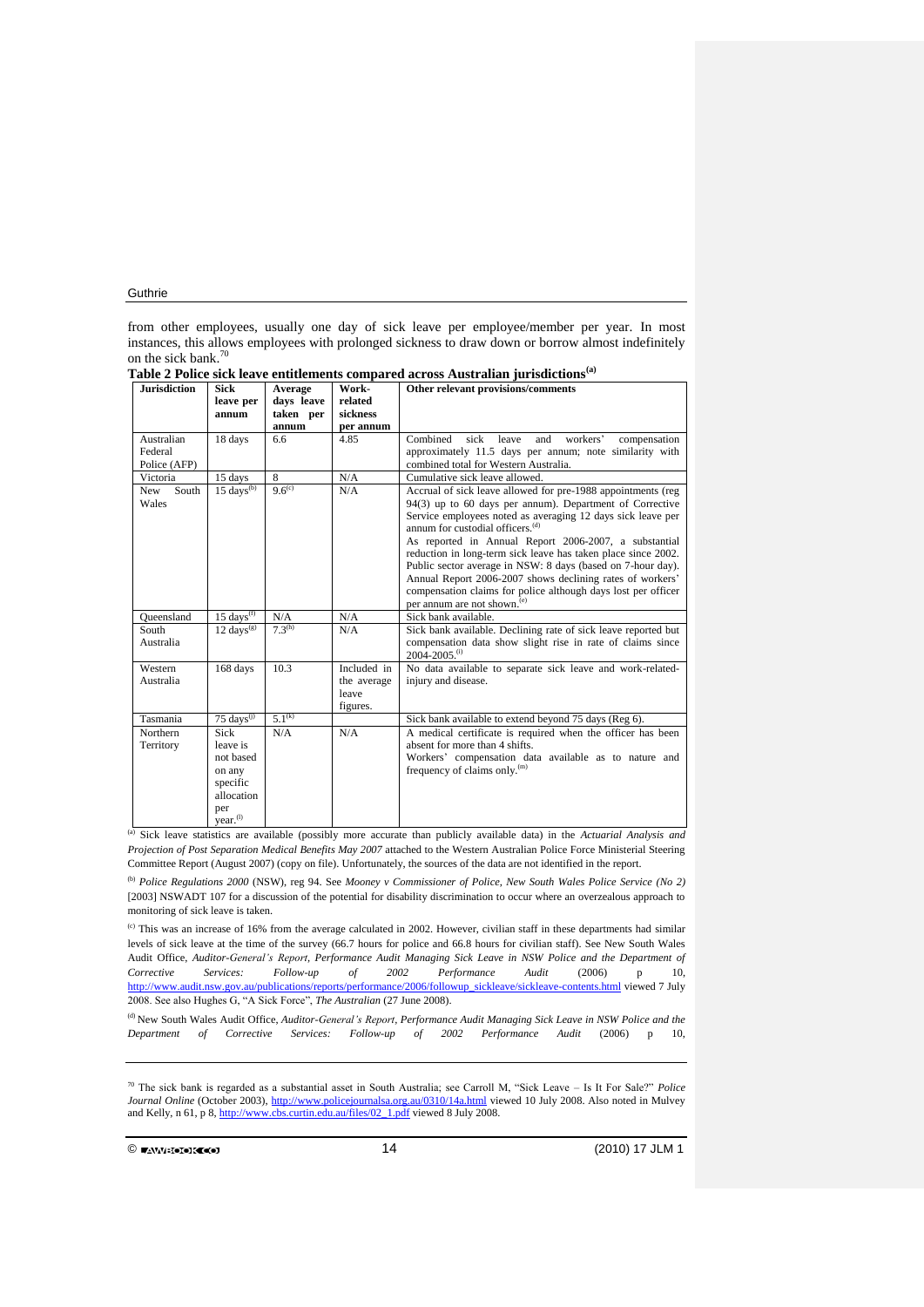from other employees, usually one day of sick leave per employee/member per year. In most instances, this allows employees with prolonged sickness to draw down or borrow almost indefinitely on the sick bank.[70]

**Table 2 Police sick leave entitlements compared across Australian jurisdictions[(a)]**

| Jurisdiction | Sick leave per annum | Average days leave taken per annum | Work-related sickness per annum | Other relevant provisions/comments |
|---|---|---|---|---|
| Australian Federal Police (AFP) | 18 days | 6.6 | 4.85 | Combined sick leave and workers' compensation approximately 11.5 days per annum; note similarity with combined total for Western Australia. |
| Victoria | 15 days | 8 | N/A | Cumulative sick leave allowed. |
| New South Wales | 15 days[(b)] | 9.6[(c)] | N/A | Accrual of sick leave allowed for pre-1988 appointments (reg 94(3) up to 60 days per annum). Department of Corrective Service employees noted as averaging 12 days sick leave per annum for custodial officers.[(d)] As reported in Annual Report 2006-2007, a substantial reduction in long-term sick leave has taken place since 2002. Public sector average in NSW: 8 days (based on 7-hour day). Annual Report 2006-2007 shows declining rates of workers' compensation claims for police although days lost per officer per annum are not shown.[(e)] |
| Queensland | 15 days[(f)] | N/A | N/A | Sick bank available. |
| South Australia | 12 days[(g)] | 7.3[(h)] | N/A | Sick bank available. Declining rate of sick leave reported but compensation data show slight rise in rate of claims since 2004-2005.[(i)] |
| Western Australia | 168 days | 10.3 | Included in the average leave figures. | No data available to separate sick leave and work-related-injury and disease. |
| Tasmania | 75 days[(j)] | 5.1[(k)] | | Sick bank available to extend beyond 75 days (Reg 6). |
| Northern Territory | Sick leave is not based on any specific allocation per year.[(l)] | N/A | N/A | A medical certificate is required when the officer has been absent for more than 4 shifts. Workers' compensation data available as to nature and frequency of claims only.[(m)] |

[(a)] Sick leave statistics are available (possibly more accurate than publicly available data) in the *Actuarial Analysis and Projection of Post Separation Medical Benefits May 2007* attached to the Western Australian Police Force Ministerial Steering Committee Report (August 2007) (copy on file). Unfortunately, the sources of the data are not identified in the report.

[(b)] *Police Regulations 2000* (NSW), reg 94. See *Mooney v Commissioner of Police, New South Wales Police Service (No 2)* [2003] NSWADT 107 for a discussion of the potential for disability discrimination to occur where an overzealous approach to monitoring of sick leave is taken.

[(c)] This was an increase of 16% from the average calculated in 2002. However, civilian staff in these departments had similar levels of sick leave at the time of the survey (66.7 hours for police and 66.8 hours for civilian staff). See New South Wales Audit Office, *Auditor-General's Report, Performance Audit Managing Sick Leave in NSW Police and the Department of Corrective Services: Follow-up of 2002 Performance Audit* (2006) p 10, http://www.audit.nsw.gov.au/publications/reports/performance/2006/followup_sickleave/sickleave-contents.html viewed 7 July 2008. See also Hughes G, "A Sick Force", *The Australian* (27 June 2008).

[(d)] New South Wales Audit Office, *Auditor-General's Report, Performance Audit Managing Sick Leave in NSW Police and the Department of Corrective Services: Follow-up of 2002 Performance Audit* (2006) p 10,

---

[70] The sick bank is regarded as a substantial asset in South Australia; see Carroll M, "Sick Leave – Is It For Sale?" *Police Journal Online* (October 2003), http://www.policejournalsa.org.au/0310/14a.html viewed 10 July 2008. Also noted in Mulvey and Kelly, n 61, p 8, http://www.cbs.curtin.edu.au/files/02_1.pdf viewed 8 July 2008.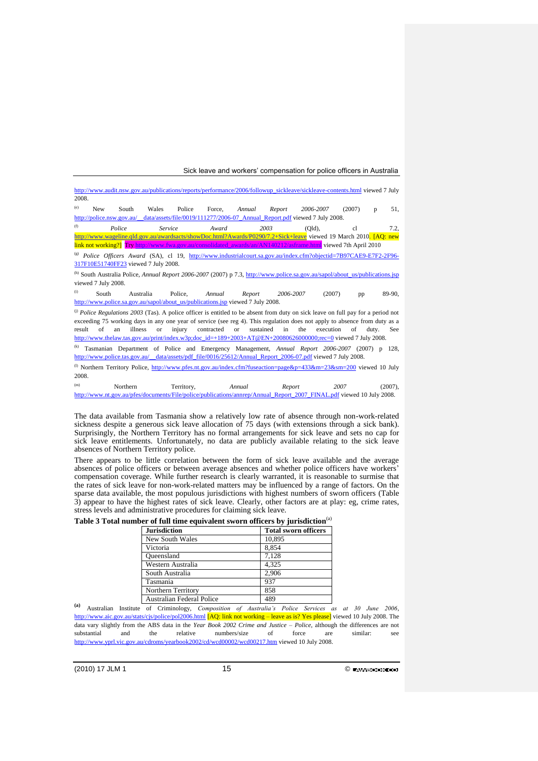http://www.audit.nsw.gov.au/publications/reports/performance/2006/followup_sickleave/sickleave-contents.html viewed 7 July 2008.

(e) New South Wales Police Force, *Annual Report 2006-2007* (2007) p 51, http://police.nsw.gov.au/__data/assets/file/0019/111277/2006-07_Annual_Report.pdf viewed 7 July 2008.

(f) *Police Service Award 2003* (Qld), cl 7.2, http://www.wageline.qld.gov.au/awardsacts/showDoc.html?Awards/P0290/7.2+Sick+leave viewed 19 March 2010. [AQ: new link not working?] Try http://www.fwa.gov.au/consolidated_awards/an/AN140212/asframe.html viewed 7th April 2010

(g) *Police Officers Award* (SA), cl 19, http://www.industrialcourt.sa.gov.au/index.cfm?objectid=7B97CAE9-E7F2-2F96-317F10E51740FF23 viewed 7 July 2008.

(h) South Australia Police, *Annual Report 2006-2007* (2007) p 7.3, http://www.police.sa.gov.au/sapol/about_us/publications.jsp viewed 7 July 2008.

(i) South Australia Police, *Annual Report 2006-2007* (2007) pp 89-90, http://www.police.sa.gov.au/sapol/about_us/publications.jsp viewed 7 July 2008.

(j) *Police Regulations 2003* (Tas). A police officer is entitled to be absent from duty on sick leave on full pay for a period not exceeding 75 working days in any one year of service (see reg 4). This regulation does not apply to absence from duty as a result of an illness or injury contracted or sustained in the execution of duty. See http://www.thelaw.tas.gov.au/print/index.w3p;doc_id=+189+2003+AT@EN+20080626000000;rec=0 viewed 7 July 2008.

(k) Tasmanian Department of Police and Emergency Management, *Annual Report 2006-2007* (2007) p 128, http://www.police.tas.gov.au/__data/assets/pdf_file/0016/25612/Annual_Report_2006-07.pdf viewed 7 July 2008.

(l) Northern Territory Police, http://www.pfes.nt.gov.au/index.cfm?fuseaction=page&p=433&m=23&sm=200 viewed 10 July 2008.

(m) Northern Territory, *Annual Report 2007* (2007), http://www.nt.gov.au/pfes/documents/File/police/publications/annrep/Annual_Report_2007_FINAL.pdf viewed 10 July 2008.

The data available from Tasmania show a relatively low rate of absence through non-work-related sickness despite a generous sick leave allocation of 75 days (with extensions through a sick bank). Surprisingly, the Northern Territory has no formal arrangements for sick leave and sets no cap for sick leave entitlements. Unfortunately, no data are publicly available relating to the sick leave absences of Northern Territory police.

There appears to be little correlation between the form of sick leave available and the average absences of police officers or between average absences and whether police officers have workers' compensation coverage. While further research is clearly warranted, it is reasonable to surmise that the rates of sick leave for non-work-related matters may be influenced by a range of factors. On the sparse data available, the most populous jurisdictions with highest numbers of sworn officers (Table 3) appear to have the highest rates of sick leave. Clearly, other factors are at play: eg, crime rates, stress levels and administrative procedures for claiming sick leave.

**Table 3 Total number of full time equivalent sworn officers by jurisdiction**[(a)]

| Jurisdiction | Total sworn officers |
|---|---|
| New South Wales | 10,895 |
| Victoria | 8,854 |
| Queensland | 7,128 |
| Western Australia | 4,325 |
| South Australia | 2,906 |
| Tasmania | 937 |
| Northern Territory | 858 |
| Australian Federal Police | 489 |

(a) Australian Institute of Criminology, *Composition of Australia's Police Services as at 30 June 2006*, http://www.aic.gov.au/stats/cjs/police/pol2006.html [AQ: link not working – leave as is? Yes please] viewed 10 July 2008. The data vary slightly from the ABS data in the *Year Book 2002 Crime and Justice – Police*, although the differences are not substantial and the relative numbers/size of force are similar: see http://www.yprl.vic.gov.au/cdroms/yearbook2002/cd/wcd00002/wcd00217.htm viewed 10 July 2008.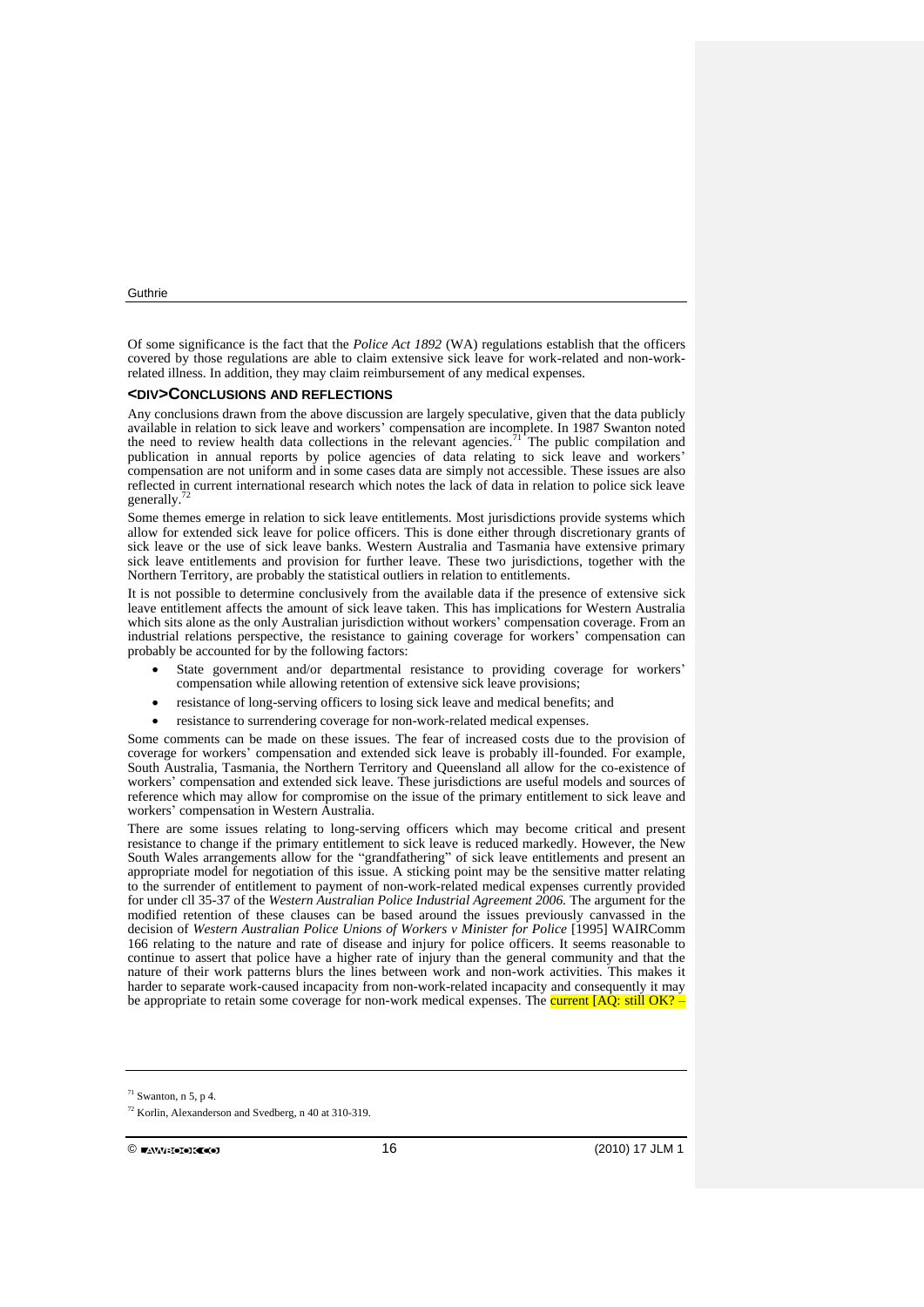Of some significance is the fact that the *Police Act 1892* (WA) regulations establish that the officers covered by those regulations are able to claim extensive sick leave for work-related and non-work-related illness. In addition, they may claim reimbursement of any medical expenses.

## <DIV>CONCLUSIONS AND REFLECTIONS

Any conclusions drawn from the above discussion are largely speculative, given that the data publicly available in relation to sick leave and workers' compensation are incomplete. In 1987 Swanton noted the need to review health data collections in the relevant agencies.[71] The public compilation and publication in annual reports by police agencies of data relating to sick leave and workers' compensation are not uniform and in some cases data are simply not accessible. These issues are also reflected in current international research which notes the lack of data in relation to police sick leave generally.[72]

Some themes emerge in relation to sick leave entitlements. Most jurisdictions provide systems which allow for extended sick leave for police officers. This is done either through discretionary grants of sick leave or the use of sick leave banks. Western Australia and Tasmania have extensive primary sick leave entitlements and provision for further leave. These two jurisdictions, together with the Northern Territory, are probably the statistical outliers in relation to entitlements.

It is not possible to determine conclusively from the available data if the presence of extensive sick leave entitlement affects the amount of sick leave taken. This has implications for Western Australia which sits alone as the only Australian jurisdiction without workers' compensation coverage. From an industrial relations perspective, the resistance to gaining coverage for workers' compensation can probably be accounted for by the following factors:

- State government and/or departmental resistance to providing coverage for workers' compensation while allowing retention of extensive sick leave provisions;
- resistance of long-serving officers to losing sick leave and medical benefits; and
- resistance to surrendering coverage for non-work-related medical expenses.

Some comments can be made on these issues. The fear of increased costs due to the provision of coverage for workers' compensation and extended sick leave is probably ill-founded. For example, South Australia, Tasmania, the Northern Territory and Queensland all allow for the co-existence of workers' compensation and extended sick leave. These jurisdictions are useful models and sources of reference which may allow for compromise on the issue of the primary entitlement to sick leave and workers' compensation in Western Australia.

There are some issues relating to long-serving officers which may become critical and present resistance to change if the primary entitlement to sick leave is reduced markedly. However, the New South Wales arrangements allow for the "grandfathering" of sick leave entitlements and present an appropriate model for negotiation of this issue. A sticking point may be the sensitive matter relating to the surrender of entitlement to payment of non-work-related medical expenses currently provided for under cll 35-37 of the *Western Australian Police Industrial Agreement 2006*. The argument for the modified retention of these clauses can be based around the issues previously canvassed in the decision of *Western Australian Police Unions of Workers v Minister for Police* [1995] WAIRComm 166 relating to the nature and rate of disease and injury for police officers. It seems reasonable to continue to assert that police have a higher rate of injury than the general community and that the nature of their work patterns blurs the lines between work and non-work activities. This makes it harder to separate work-caused incapacity from non-work-related incapacity and consequently it may be appropriate to retain some coverage for non-work medical expenses. The current [AQ: still OK? –

---

[71] Swanton, n 5, p 4.

[72] Korlin, Alexanderson and Svedberg, n 40 at 310-319.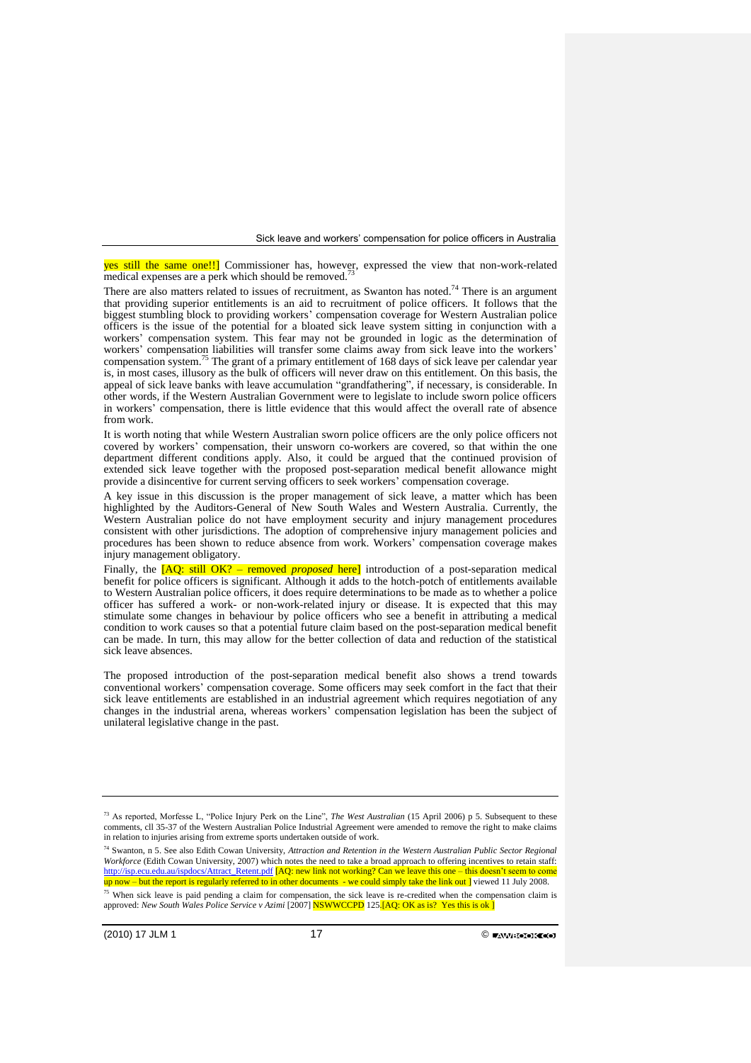yes still the same one!!] Commissioner has, however, expressed the view that non-work-related medical expenses are a perk which should be removed.[73]

There are also matters related to issues of recruitment, as Swanton has noted.[74] There is an argument that providing superior entitlements is an aid to recruitment of police officers. It follows that the biggest stumbling block to providing workers' compensation coverage for Western Australian police officers is the issue of the potential for a bloated sick leave system sitting in conjunction with a workers' compensation system. This fear may not be grounded in logic as the determination of workers' compensation liabilities will transfer some claims away from sick leave into the workers' compensation system.[75] The grant of a primary entitlement of 168 days of sick leave per calendar year is, in most cases, illusory as the bulk of officers will never draw on this entitlement. On this basis, the appeal of sick leave banks with leave accumulation "grandfathering", if necessary, is considerable. In other words, if the Western Australian Government were to legislate to include sworn police officers in workers' compensation, there is little evidence that this would affect the overall rate of absence from work.

It is worth noting that while Western Australian sworn police officers are the only police officers not covered by workers' compensation, their unsworn co-workers are covered, so that within the one department different conditions apply. Also, it could be argued that the continued provision of extended sick leave together with the proposed post-separation medical benefit allowance might provide a disincentive for current serving officers to seek workers' compensation coverage.

A key issue in this discussion is the proper management of sick leave, a matter which has been highlighted by the Auditors-General of New South Wales and Western Australia. Currently, the Western Australian police do not have employment security and injury management procedures consistent with other jurisdictions. The adoption of comprehensive injury management policies and procedures has been shown to reduce absence from work. Workers' compensation coverage makes injury management obligatory.

Finally, the [AQ: still OK? – removed *proposed* here] introduction of a post-separation medical benefit for police officers is significant. Although it adds to the hotch-potch of entitlements available to Western Australian police officers, it does require determinations to be made as to whether a police officer has suffered a work- or non-work-related injury or disease. It is expected that this may stimulate some changes in behaviour by police officers who see a benefit in attributing a medical condition to work causes so that a potential future claim based on the post-separation medical benefit can be made. In turn, this may allow for the better collection of data and reduction of the statistical sick leave absences.

The proposed introduction of the post-separation medical benefit also shows a trend towards conventional workers' compensation coverage. Some officers may seek comfort in the fact that their sick leave entitlements are established in an industrial agreement which requires negotiation of any changes in the industrial arena, whereas workers' compensation legislation has been the subject of unilateral legislative change in the past.

---

[73] As reported, Morfesse L, "Police Injury Perk on the Line", *The West Australian* (15 April 2006) p 5. Subsequent to these comments, cll 35-37 of the Western Australian Police Industrial Agreement were amended to remove the right to make claims in relation to injuries arising from extreme sports undertaken outside of work.

[74] Swanton, n 5. See also Edith Cowan University, *Attraction and Retention in the Western Australian Public Sector Regional Workforce* (Edith Cowan University, 2007) which notes the need to take a broad approach to offering incentives to retain staff: http://isp.ecu.edu.au/ispdocs/Attract_Retent.pdf [AQ: new link not working? Can we leave this one – this doesn't seem to come up now – but the report is regularly referred to in other documents - we could simply take the link out ] viewed 11 July 2008.

[75] When sick leave is paid pending a claim for compensation, the sick leave is re-credited when the compensation claim is approved: *New South Wales Police Service v Azimi* [2007] NSWWCCPD 125.[AQ: OK as is? Yes this is ok ]